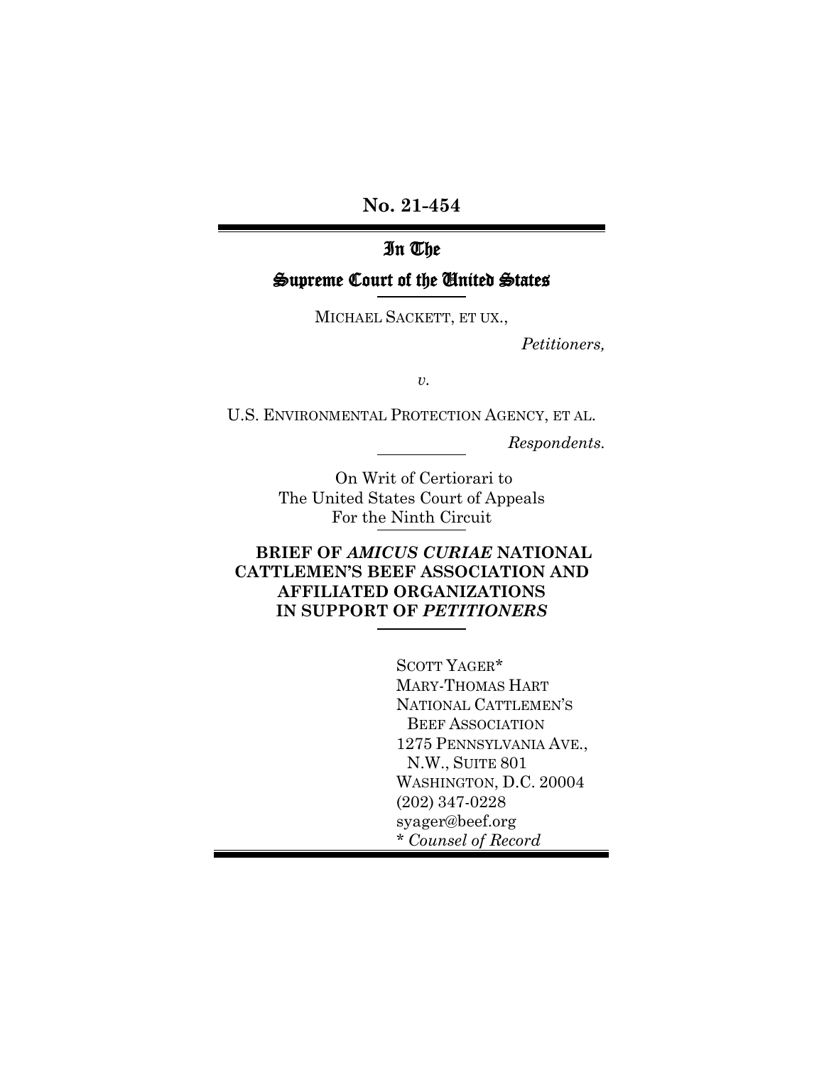**No. 21-454**

---

# In The Supreme Court of the United States

---

MICHAEL SACKETT, ET UX.,

*Petitioners,*

*v.*

U.S. ENVIRONMENTAL PROTECTION AGENCY, ET AL.

*Respondents.*

---

On Writ of Certiorari to
The United States Court of Appeals
For the Ninth Circuit

---

**BRIEF OF *AMICUS CURIAE* NATIONAL CATTLEMEN'S BEEF ASSOCIATION AND AFFILIATED ORGANIZATIONS IN SUPPORT OF *PETITIONERS***

---

SCOTT YAGER*
MARY-THOMAS HART
NATIONAL CATTLEMEN'S
BEEF ASSOCIATION
1275 PENNSYLVANIA AVE.,
N.W., SUITE 801
WASHINGTON, D.C. 20004
(202) 347-0228
syager@beef.org
* *Counsel of Record*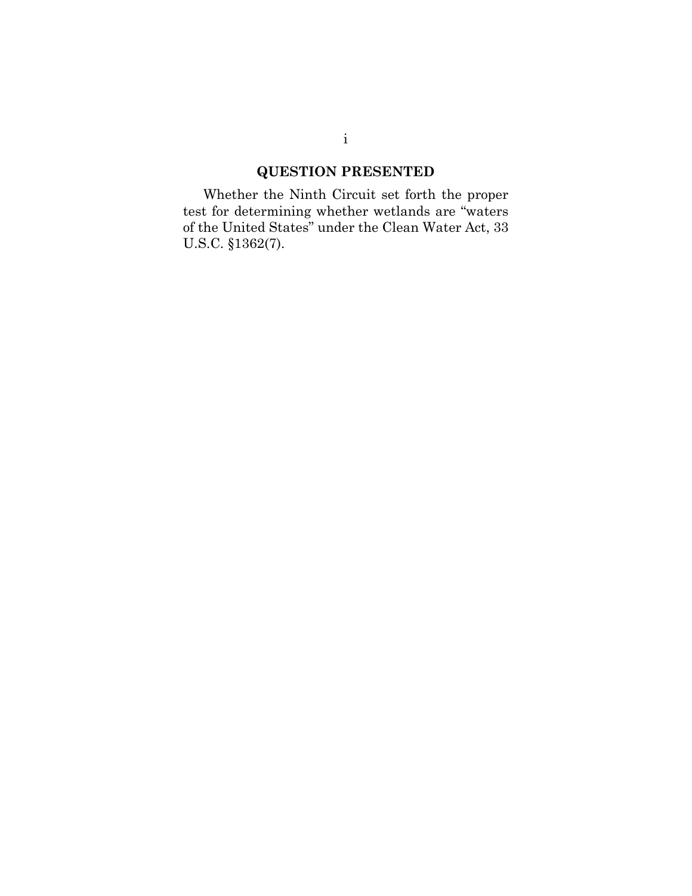## QUESTION PRESENTED

Whether the Ninth Circuit set forth the proper test for determining whether wetlands are "waters of the United States" under the Clean Water Act, 33 U.S.C. §1362(7).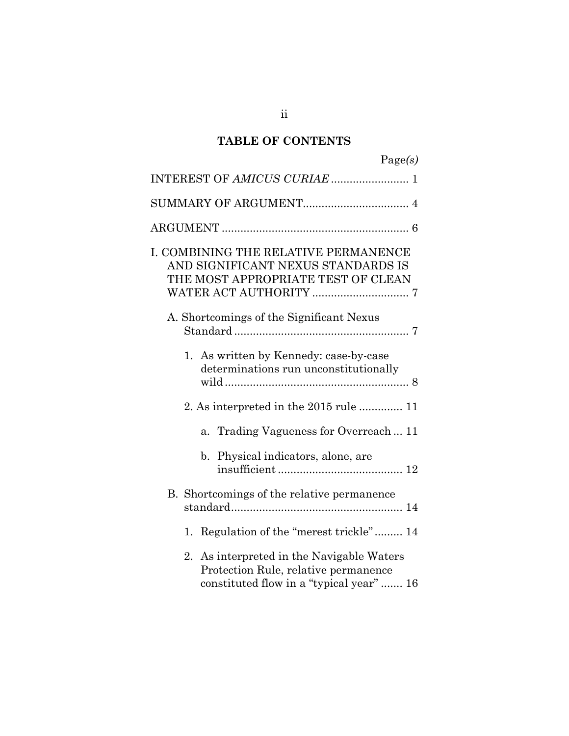## TABLE OF CONTENTS

Page*(s)*

INTEREST OF *AMICUS CURIAE* ......................... 1

SUMMARY OF ARGUMENT.................................. 4

ARGUMENT ............................................................ 6

I. COMBINING THE RELATIVE PERMANENCE AND SIGNIFICANT NEXUS STANDARDS IS THE MOST APPROPRIATE TEST OF CLEAN WATER ACT AUTHORITY ............................... 7

- A. Shortcomings of the Significant Nexus Standard ......................................................... 7
  - 1. As written by Kennedy: case-by-case determinations run unconstitutionally wild ........................................................... 8
  - 2. As interpreted in the 2015 rule .............. 11
    - a. Trading Vagueness for Overreach ... 11
    - b. Physical indicators, alone, are insufficient ........................................ 12
- B. Shortcomings of the relative permanence standard....................................................... 14
  - 1. Regulation of the "merest trickle" ......... 14
  - 2. As interpreted in the Navigable Waters Protection Rule, relative permanence constituted flow in a "typical year" ....... 16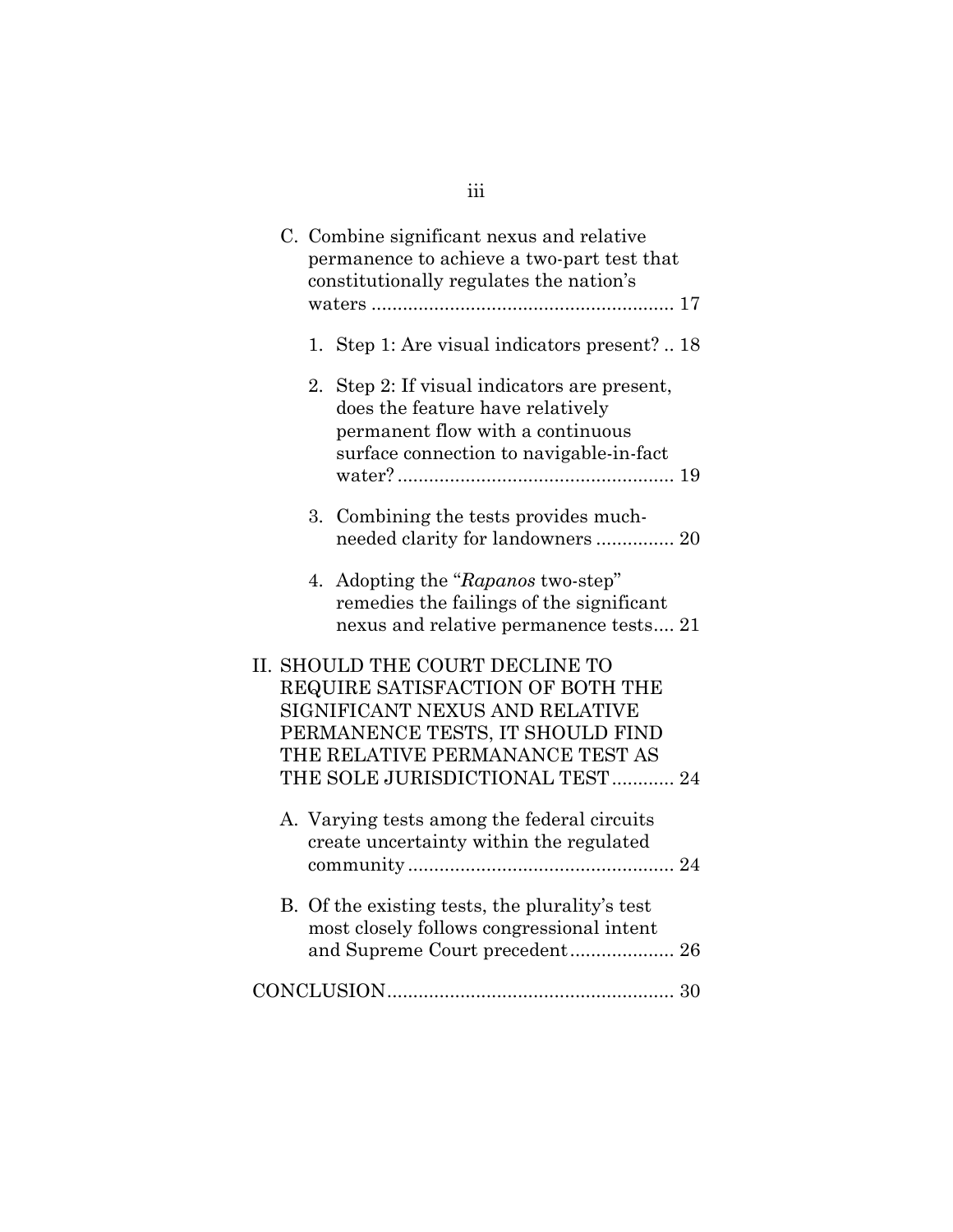C. Combine significant nexus and relative permanence to achieve a two-part test that constitutionally regulates the nation's waters .......................................................... 17

   1. Step 1: Are visual indicators present? .. 18

   2. Step 2: If visual indicators are present, does the feature have relatively permanent flow with a continuous surface connection to navigable-in-fact water? .................................................... 19

   3. Combining the tests provides much-needed clarity for landowners ............... 20

   4. Adopting the "*Rapanos* two-step" remedies the failings of the significant nexus and relative permanence tests.... 21

II. SHOULD THE COURT DECLINE TO REQUIRE SATISFACTION OF BOTH THE SIGNIFICANT NEXUS AND RELATIVE PERMANENCE TESTS, IT SHOULD FIND THE RELATIVE PERMANANCE TEST AS THE SOLE JURISDICTIONAL TEST............ 24

A. Varying tests among the federal circuits create uncertainty within the regulated community.................................................. 24

B. Of the existing tests, the plurality's test most closely follows congressional intent and Supreme Court precedent.................... 26

CONCLUSION...................................................... 30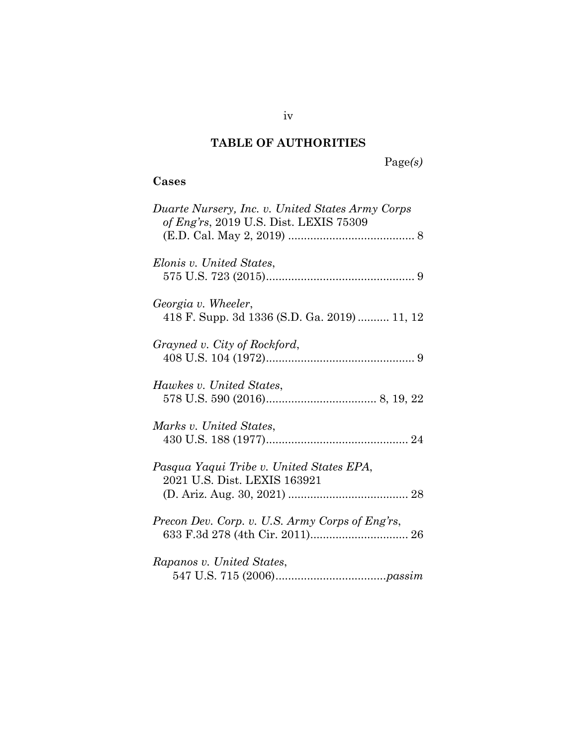## TABLE OF AUTHORITIES

Page*(s)*

### Cases

*Duarte Nursery, Inc. v. United States Army Corps of Eng'rs*, 2019 U.S. Dist. LEXIS 75309 (E.D. Cal. May 2, 2019) ........................................ 8

*Elonis v. United States*, 575 U.S. 723 (2015)............................................... 9

*Georgia v. Wheeler*, 418 F. Supp. 3d 1336 (S.D. Ga. 2019) .......... 11, 12

*Grayned v. City of Rockford*, 408 U.S. 104 (1972)............................................... 9

*Hawkes v. United States*, 578 U.S. 590 (2016)................................... 8, 19, 22

*Marks v. United States*, 430 U.S. 188 (1977)............................................. 24

*Pasqua Yaqui Tribe v. United States EPA*, 2021 U.S. Dist. LEXIS 163921 (D. Ariz. Aug. 30, 2021) ...................................... 28

*Precon Dev. Corp. v. U.S. Army Corps of Eng'rs*, 633 F.3d 278 (4th Cir. 2011)............................... 26

*Rapanos v. United States*, 547 U.S. 715 (2006)...................................*passim*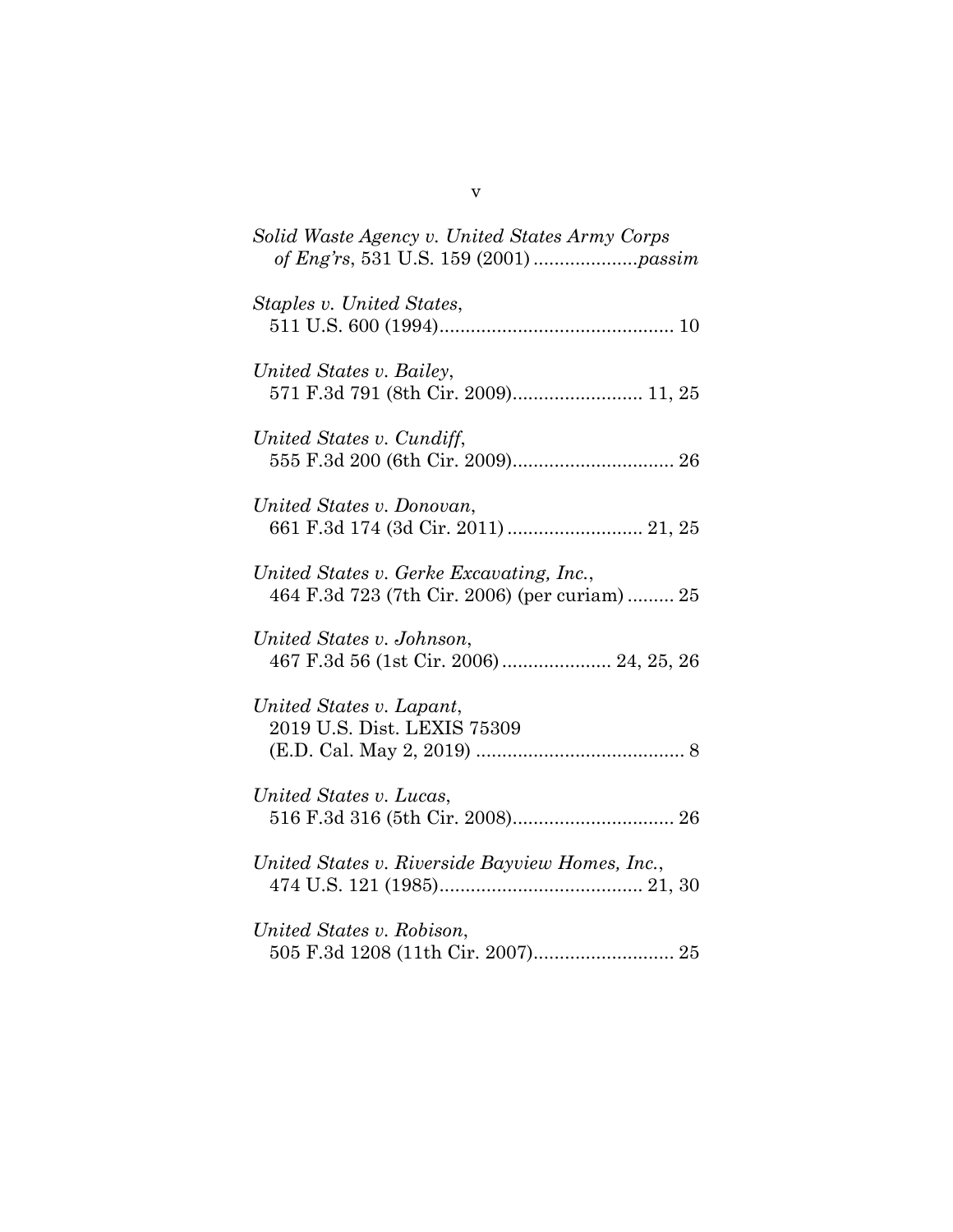*Solid Waste Agency v. United States Army Corps of Eng'rs*, 531 U.S. 159 (2001) ....................*passim*

*Staples v. United States*, 511 U.S. 600 (1994)............................................. 10

*United States v. Bailey*, 571 F.3d 791 (8th Cir. 2009)......................... 11, 25

*United States v. Cundiff*, 555 F.3d 200 (6th Cir. 2009)............................... 26

*United States v. Donovan*, 661 F.3d 174 (3d Cir. 2011) .......................... 21, 25

*United States v. Gerke Excavating, Inc.*, 464 F.3d 723 (7th Cir. 2006) (per curiam) ......... 25

*United States v. Johnson*, 467 F.3d 56 (1st Cir. 2006) ..................... 24, 25, 26

*United States v. Lapant*, 2019 U.S. Dist. LEXIS 75309 (E.D. Cal. May 2, 2019) ........................................ 8

*United States v. Lucas*, 516 F.3d 316 (5th Cir. 2008)............................... 26

*United States v. Riverside Bayview Homes, Inc.*, 474 U.S. 121 (1985)....................................... 21, 30

*United States v. Robison*, 505 F.3d 1208 (11th Cir. 2007)........................... 25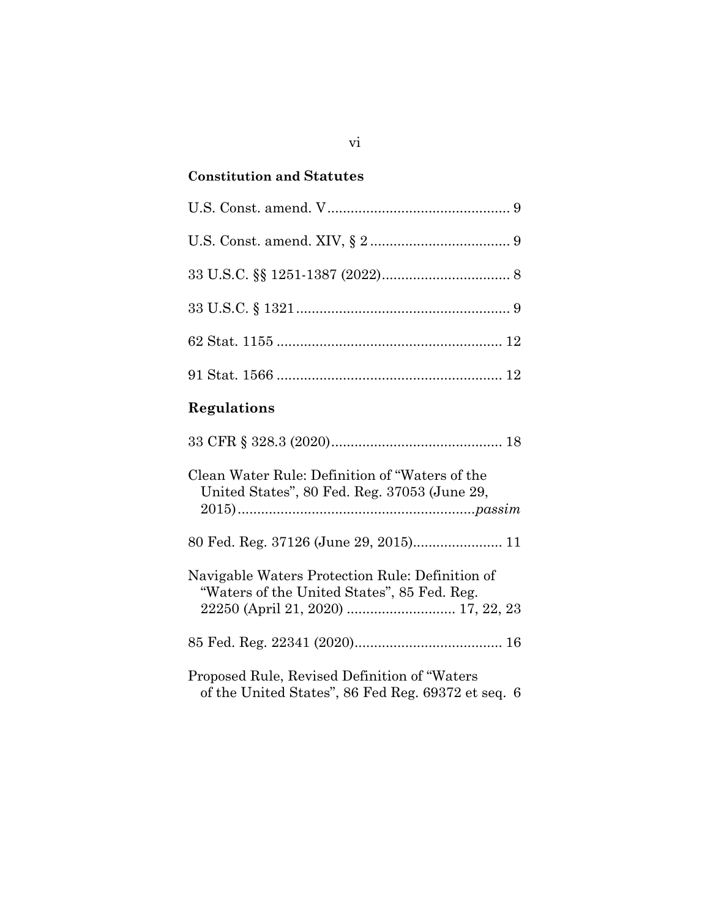**Constitution and Statutes**

U.S. Const. amend. V ............................................... 9

U.S. Const. amend. XIV, § 2 .................................... 9

33 U.S.C. §§ 1251-1387 (2022) ................................. 8

33 U.S.C. § 1321 ....................................................... 9

62 Stat. 1155 .......................................................... 12

91 Stat. 1566 .......................................................... 12

**Regulations**

33 CFR § 328.3 (2020) ............................................ 18

Clean Water Rule: Definition of "Waters of the United States", 80 Fed. Reg. 37053 (June 29, 2015) ............................................................. *passim*

80 Fed. Reg. 37126 (June 29, 2015) ....................... 11

Navigable Waters Protection Rule: Definition of "Waters of the United States", 85 Fed. Reg. 22250 (April 21, 2020) ............................ 17, 22, 23

85 Fed. Reg. 22341 (2020) ...................................... 16

Proposed Rule, Revised Definition of "Waters of the United States", 86 Fed Reg. 69372 et seq. 6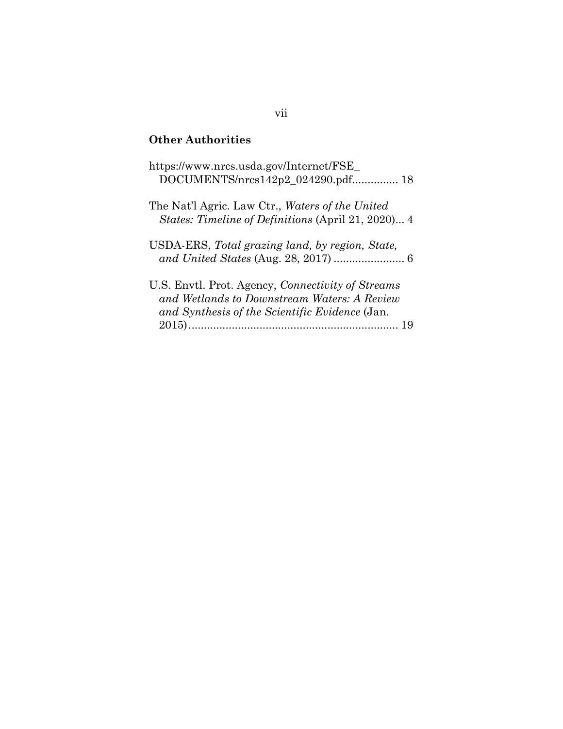## Other Authorities

https://www.nrcs.usda.gov/Internet/FSE_DOCUMENTS/nrcs142p2_024290.pdf............... 18

The Nat'l Agric. Law Ctr., *Waters of the United States: Timeline of Definitions* (April 21, 2020)... 4

USDA-ERS, *Total grazing land, by region, State, and United States* (Aug. 28, 2017) ....................... 6

U.S. Envtl. Prot. Agency, *Connectivity of Streams and Wetlands to Downstream Waters: A Review and Synthesis of the Scientific Evidence* (Jan. 2015).................................................................... 19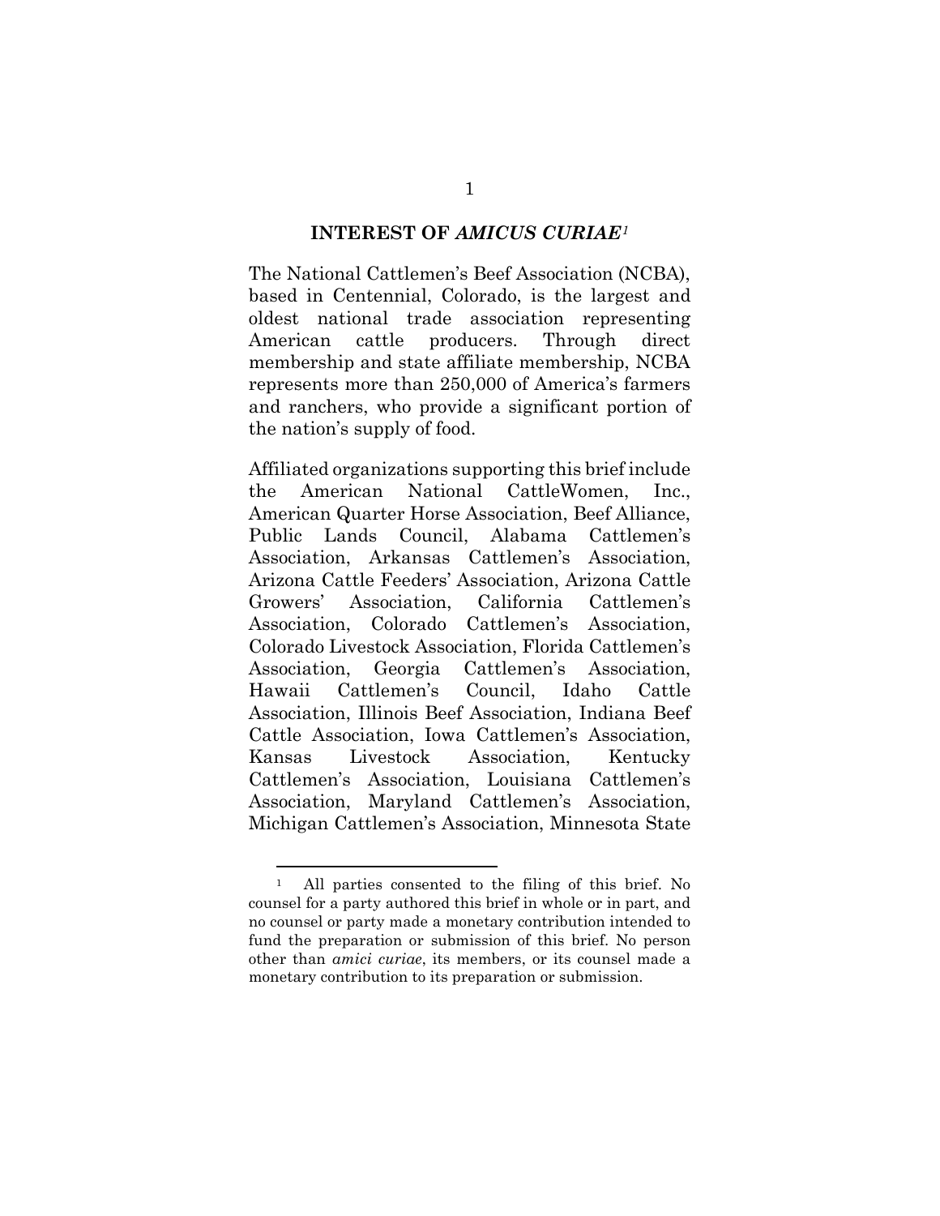## INTEREST OF *AMICUS CURIAE*[1]

The National Cattlemen's Beef Association (NCBA), based in Centennial, Colorado, is the largest and oldest national trade association representing American cattle producers. Through direct membership and state affiliate membership, NCBA represents more than 250,000 of America's farmers and ranchers, who provide a significant portion of the nation's supply of food.

Affiliated organizations supporting this brief include the American National CattleWomen, Inc., American Quarter Horse Association, Beef Alliance, Public Lands Council, Alabama Cattlemen's Association, Arkansas Cattlemen's Association, Arizona Cattle Feeders' Association, Arizona Cattle Growers' Association, California Cattlemen's Association, Colorado Cattlemen's Association, Colorado Livestock Association, Florida Cattlemen's Association, Georgia Cattlemen's Association, Hawaii Cattlemen's Council, Idaho Cattle Association, Illinois Beef Association, Indiana Beef Cattle Association, Iowa Cattlemen's Association, Kansas Livestock Association, Kentucky Cattlemen's Association, Louisiana Cattlemen's Association, Maryland Cattlemen's Association, Michigan Cattlemen's Association, Minnesota State

---

[1] All parties consented to the filing of this brief. No counsel for a party authored this brief in whole or in part, and no counsel or party made a monetary contribution intended to fund the preparation or submission of this brief. No person other than *amici curiae*, its members, or its counsel made a monetary contribution to its preparation or submission.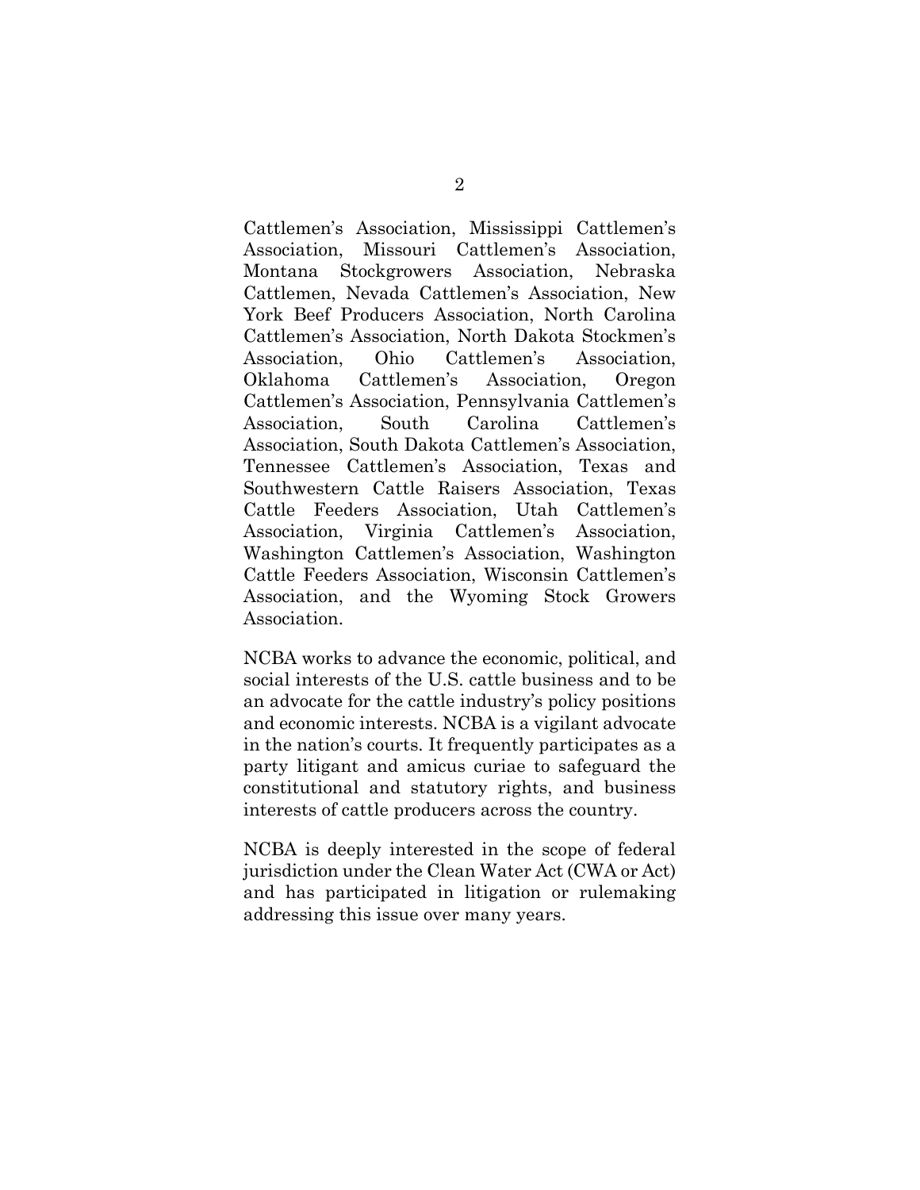Cattlemen's Association, Mississippi Cattlemen's Association, Missouri Cattlemen's Association, Montana Stockgrowers Association, Nebraska Cattlemen, Nevada Cattlemen's Association, New York Beef Producers Association, North Carolina Cattlemen's Association, North Dakota Stockmen's Association, Ohio Cattlemen's Association, Oklahoma Cattlemen's Association, Oregon Cattlemen's Association, Pennsylvania Cattlemen's Association, South Carolina Cattlemen's Association, South Dakota Cattlemen's Association, Tennessee Cattlemen's Association, Texas and Southwestern Cattle Raisers Association, Texas Cattle Feeders Association, Utah Cattlemen's Association, Virginia Cattlemen's Association, Washington Cattlemen's Association, Washington Cattle Feeders Association, Wisconsin Cattlemen's Association, and the Wyoming Stock Growers Association.

NCBA works to advance the economic, political, and social interests of the U.S. cattle business and to be an advocate for the cattle industry's policy positions and economic interests. NCBA is a vigilant advocate in the nation's courts. It frequently participates as a party litigant and amicus curiae to safeguard the constitutional and statutory rights, and business interests of cattle producers across the country.

NCBA is deeply interested in the scope of federal jurisdiction under the Clean Water Act (CWA or Act) and has participated in litigation or rulemaking addressing this issue over many years.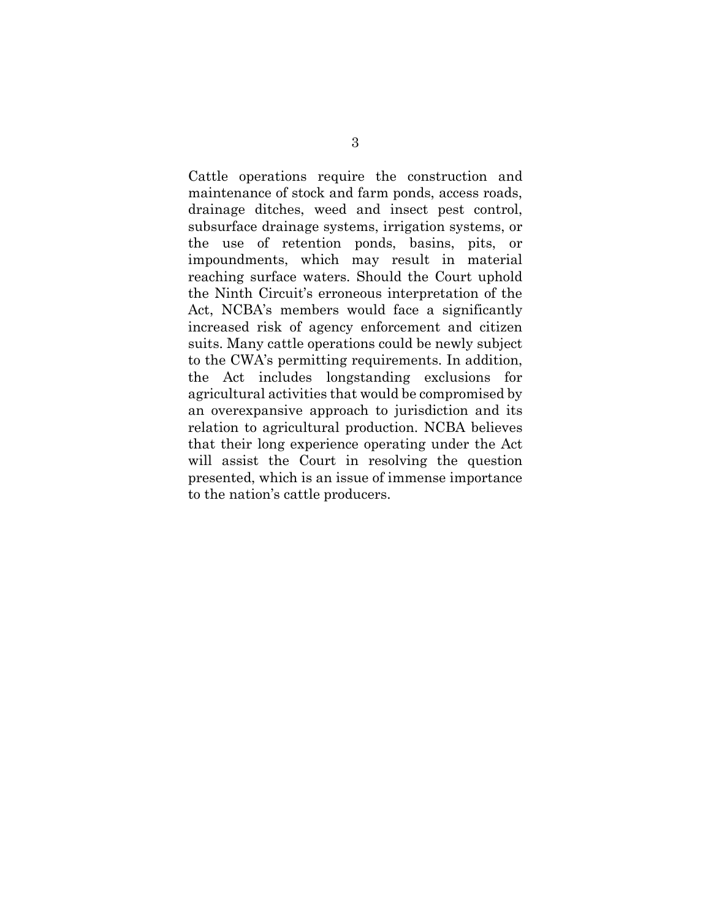Cattle operations require the construction and maintenance of stock and farm ponds, access roads, drainage ditches, weed and insect pest control, subsurface drainage systems, irrigation systems, or the use of retention ponds, basins, pits, or impoundments, which may result in material reaching surface waters. Should the Court uphold the Ninth Circuit's erroneous interpretation of the Act, NCBA's members would face a significantly increased risk of agency enforcement and citizen suits. Many cattle operations could be newly subject to the CWA's permitting requirements. In addition, the Act includes longstanding exclusions for agricultural activities that would be compromised by an overexpansive approach to jurisdiction and its relation to agricultural production. NCBA believes that their long experience operating under the Act will assist the Court in resolving the question presented, which is an issue of immense importance to the nation's cattle producers.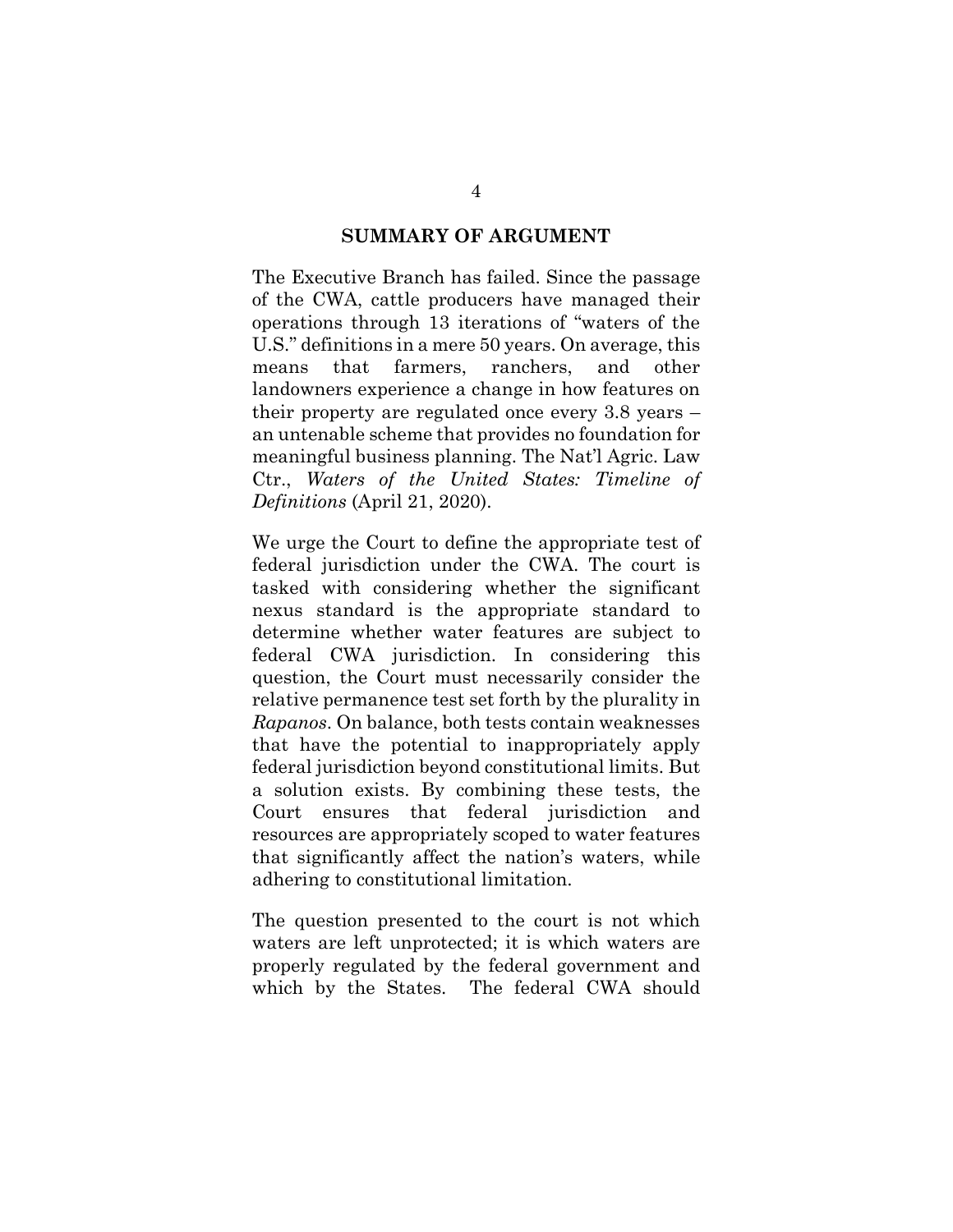## SUMMARY OF ARGUMENT

The Executive Branch has failed. Since the passage of the CWA, cattle producers have managed their operations through 13 iterations of "waters of the U.S." definitions in a mere 50 years. On average, this means that farmers, ranchers, and other landowners experience a change in how features on their property are regulated once every 3.8 years – an untenable scheme that provides no foundation for meaningful business planning. The Nat'l Agric. Law Ctr., *Waters of the United States: Timeline of Definitions* (April 21, 2020).

We urge the Court to define the appropriate test of federal jurisdiction under the CWA. The court is tasked with considering whether the significant nexus standard is the appropriate standard to determine whether water features are subject to federal CWA jurisdiction. In considering this question, the Court must necessarily consider the relative permanence test set forth by the plurality in *Rapanos*. On balance, both tests contain weaknesses that have the potential to inappropriately apply federal jurisdiction beyond constitutional limits. But a solution exists. By combining these tests, the Court ensures that federal jurisdiction and resources are appropriately scoped to water features that significantly affect the nation's waters, while adhering to constitutional limitation.

The question presented to the court is not which waters are left unprotected; it is which waters are properly regulated by the federal government and which by the States. The federal CWA should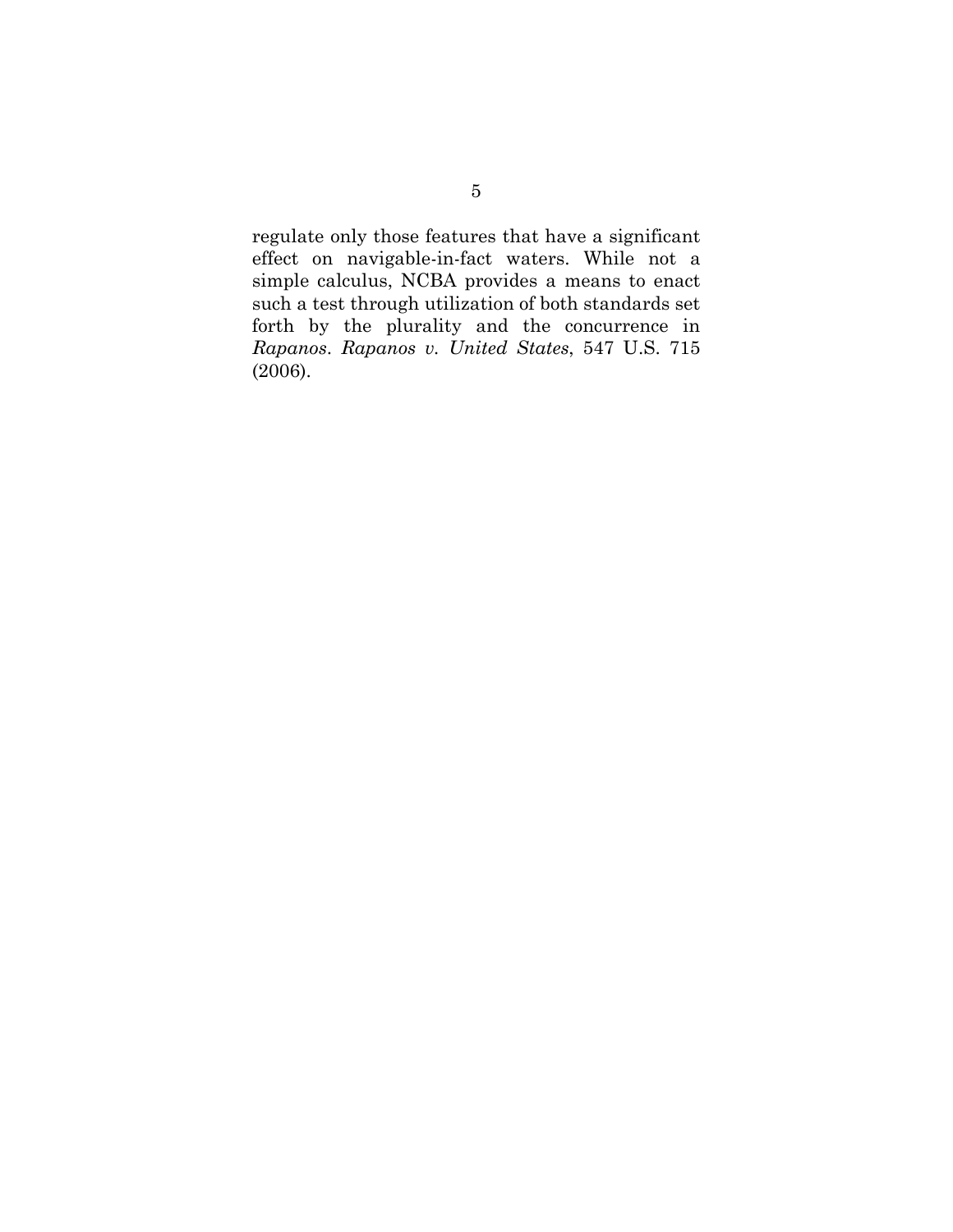regulate only those features that have a significant effect on navigable-in-fact waters. While not a simple calculus, NCBA provides a means to enact such a test through utilization of both standards set forth by the plurality and the concurrence in *Rapanos*. *Rapanos v. United States*, 547 U.S. 715 (2006).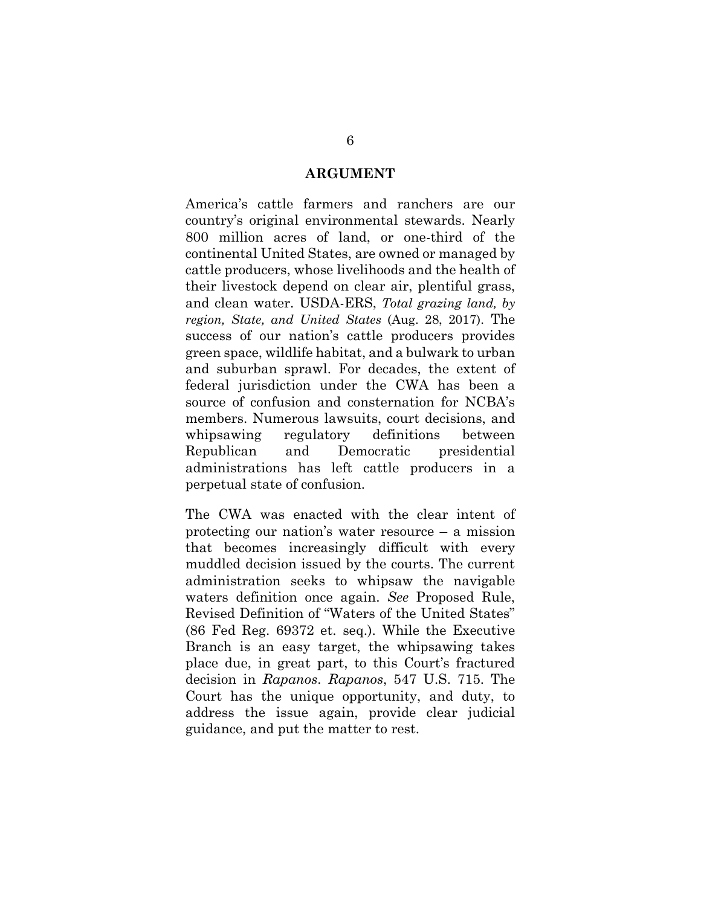## ARGUMENT

America's cattle farmers and ranchers are our country's original environmental stewards. Nearly 800 million acres of land, or one-third of the continental United States, are owned or managed by cattle producers, whose livelihoods and the health of their livestock depend on clear air, plentiful grass, and clean water. USDA-ERS, *Total grazing land, by region, State, and United States* (Aug. 28, 2017). The success of our nation's cattle producers provides green space, wildlife habitat, and a bulwark to urban and suburban sprawl. For decades, the extent of federal jurisdiction under the CWA has been a source of confusion and consternation for NCBA's members. Numerous lawsuits, court decisions, and whipsawing regulatory definitions between Republican and Democratic presidential administrations has left cattle producers in a perpetual state of confusion.

The CWA was enacted with the clear intent of protecting our nation's water resource – a mission that becomes increasingly difficult with every muddled decision issued by the courts. The current administration seeks to whipsaw the navigable waters definition once again. *See* Proposed Rule, Revised Definition of "Waters of the United States" (86 Fed Reg. 69372 et. seq.). While the Executive Branch is an easy target, the whipsawing takes place due, in great part, to this Court's fractured decision in *Rapanos*. *Rapanos*, 547 U.S. 715. The Court has the unique opportunity, and duty, to address the issue again, provide clear judicial guidance, and put the matter to rest.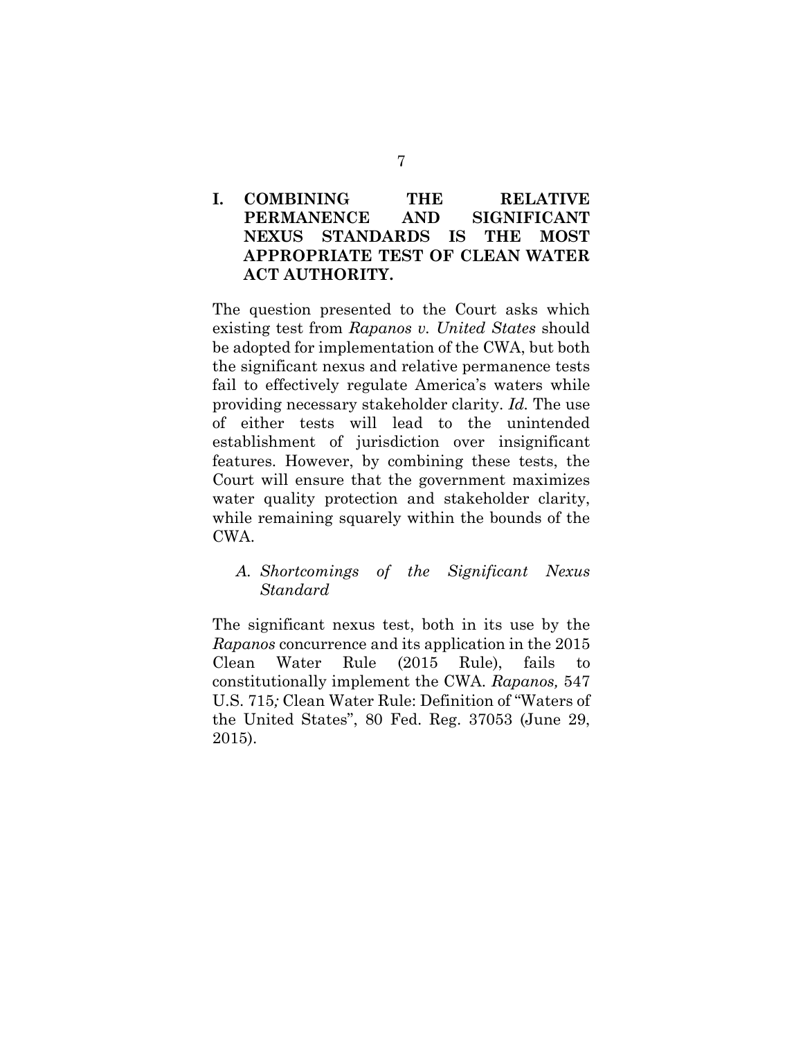## I. COMBINING THE RELATIVE PERMANENCE AND SIGNIFICANT NEXUS STANDARDS IS THE MOST APPROPRIATE TEST OF CLEAN WATER ACT AUTHORITY.

The question presented to the Court asks which existing test from *Rapanos v. United States* should be adopted for implementation of the CWA, but both the significant nexus and relative permanence tests fail to effectively regulate America's waters while providing necessary stakeholder clarity. *Id.* The use of either tests will lead to the unintended establishment of jurisdiction over insignificant features. However, by combining these tests, the Court will ensure that the government maximizes water quality protection and stakeholder clarity, while remaining squarely within the bounds of the CWA.

### *A. Shortcomings of the Significant Nexus Standard*

The significant nexus test, both in its use by the *Rapanos* concurrence and its application in the 2015 Clean Water Rule (2015 Rule), fails to constitutionally implement the CWA. *Rapanos,* 547 U.S. 715*;* Clean Water Rule: Definition of "Waters of the United States", 80 Fed. Reg. 37053 (June 29, 2015).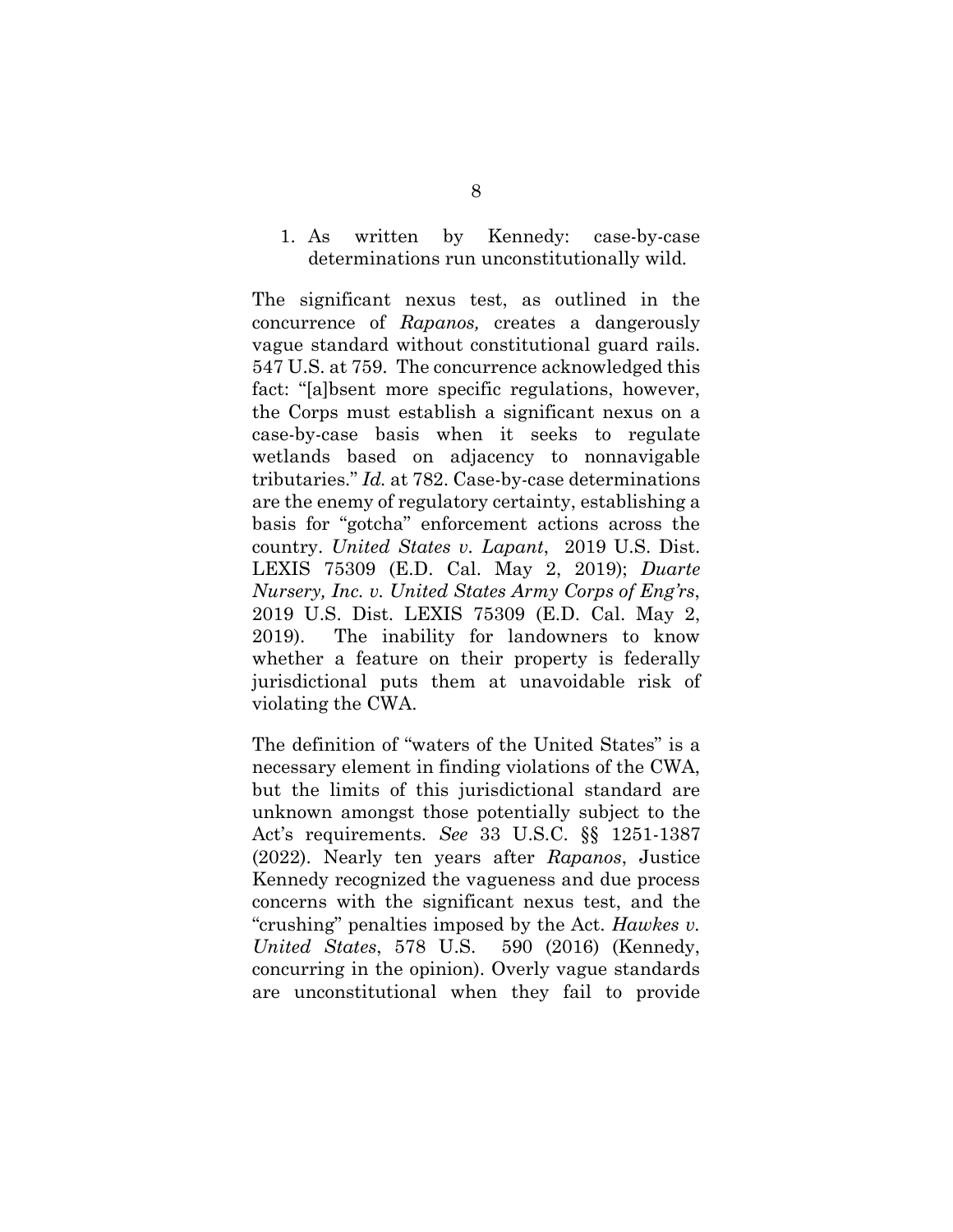1. As written by Kennedy: case-by-case determinations run unconstitutionally wild.

The significant nexus test, as outlined in the concurrence of *Rapanos,* creates a dangerously vague standard without constitutional guard rails. 547 U.S. at 759. The concurrence acknowledged this fact: "[a]bsent more specific regulations, however, the Corps must establish a significant nexus on a case-by-case basis when it seeks to regulate wetlands based on adjacency to nonnavigable tributaries." *Id.* at 782. Case-by-case determinations are the enemy of regulatory certainty, establishing a basis for "gotcha" enforcement actions across the country. *United States v. Lapant*, 2019 U.S. Dist. LEXIS 75309 (E.D. Cal. May 2, 2019); *Duarte Nursery, Inc. v. United States Army Corps of Eng'rs*, 2019 U.S. Dist. LEXIS 75309 (E.D. Cal. May 2, 2019). The inability for landowners to know whether a feature on their property is federally jurisdictional puts them at unavoidable risk of violating the CWA.

The definition of "waters of the United States" is a necessary element in finding violations of the CWA, but the limits of this jurisdictional standard are unknown amongst those potentially subject to the Act's requirements. *See* 33 U.S.C. §§ 1251-1387 (2022). Nearly ten years after *Rapanos*, Justice Kennedy recognized the vagueness and due process concerns with the significant nexus test, and the "crushing" penalties imposed by the Act. *Hawkes v. United States*, 578 U.S. 590 (2016) (Kennedy, concurring in the opinion). Overly vague standards are unconstitutional when they fail to provide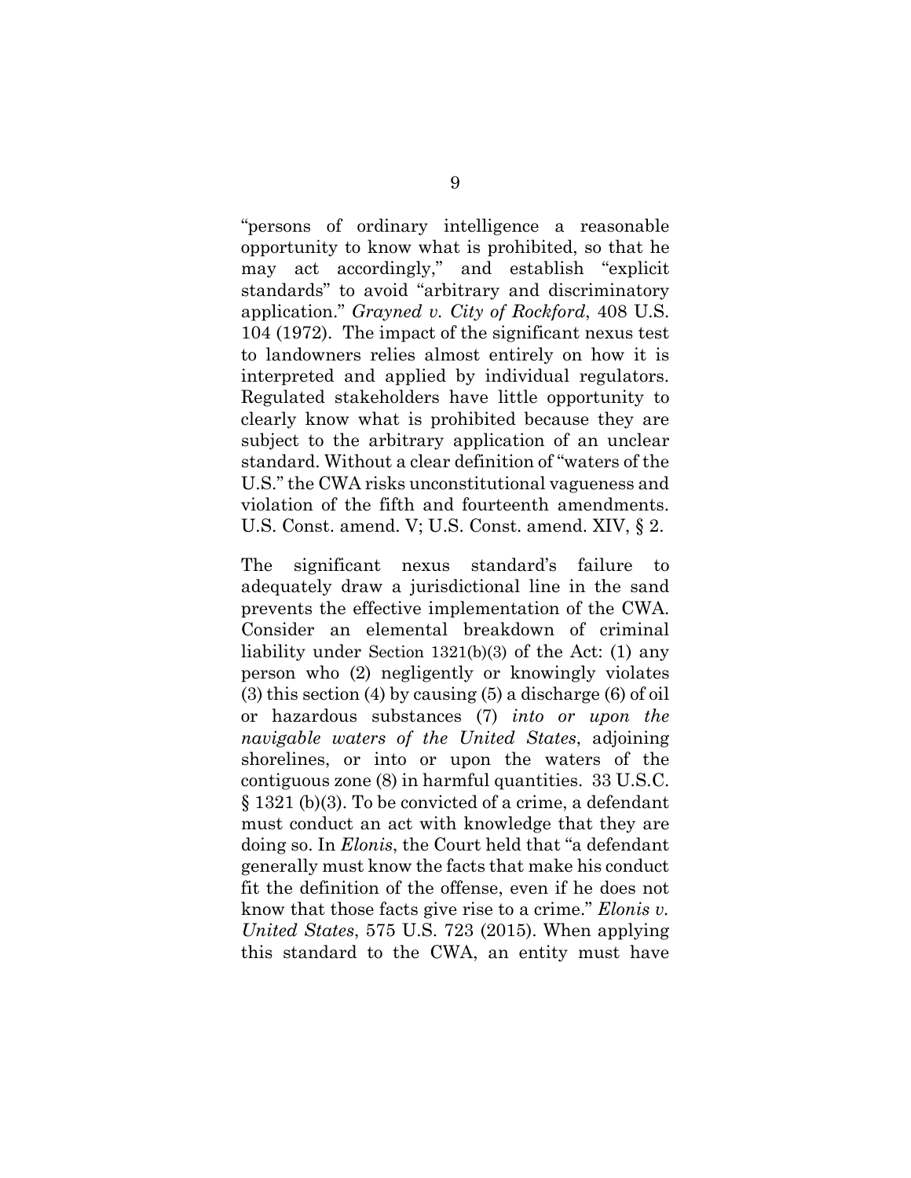"persons of ordinary intelligence a reasonable opportunity to know what is prohibited, so that he may act accordingly," and establish "explicit standards" to avoid "arbitrary and discriminatory application." *Grayned v. City of Rockford*, 408 U.S. 104 (1972). The impact of the significant nexus test to landowners relies almost entirely on how it is interpreted and applied by individual regulators. Regulated stakeholders have little opportunity to clearly know what is prohibited because they are subject to the arbitrary application of an unclear standard. Without a clear definition of "waters of the U.S." the CWA risks unconstitutional vagueness and violation of the fifth and fourteenth amendments. U.S. Const. amend. V; U.S. Const. amend. XIV, § 2.

The significant nexus standard's failure to adequately draw a jurisdictional line in the sand prevents the effective implementation of the CWA. Consider an elemental breakdown of criminal liability under Section 1321(b)(3) of the Act: (1) any person who (2) negligently or knowingly violates (3) this section (4) by causing (5) a discharge (6) of oil or hazardous substances (7) *into or upon the navigable waters of the United States*, adjoining shorelines, or into or upon the waters of the contiguous zone (8) in harmful quantities. 33 U.S.C. § 1321 (b)(3). To be convicted of a crime, a defendant must conduct an act with knowledge that they are doing so. In *Elonis*, the Court held that "a defendant generally must know the facts that make his conduct fit the definition of the offense, even if he does not know that those facts give rise to a crime." *Elonis v. United States*, 575 U.S. 723 (2015). When applying this standard to the CWA, an entity must have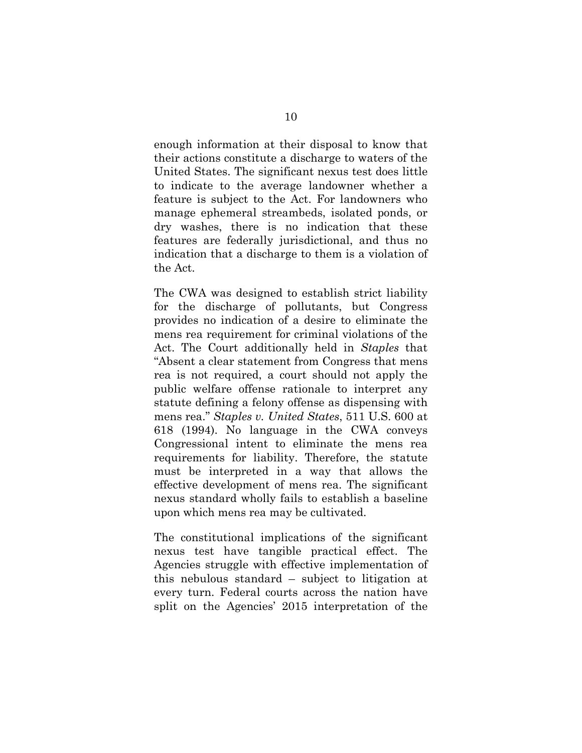enough information at their disposal to know that their actions constitute a discharge to waters of the United States. The significant nexus test does little to indicate to the average landowner whether a feature is subject to the Act. For landowners who manage ephemeral streambeds, isolated ponds, or dry washes, there is no indication that these features are federally jurisdictional, and thus no indication that a discharge to them is a violation of the Act.

The CWA was designed to establish strict liability for the discharge of pollutants, but Congress provides no indication of a desire to eliminate the mens rea requirement for criminal violations of the Act. The Court additionally held in *Staples* that "Absent a clear statement from Congress that mens rea is not required, a court should not apply the public welfare offense rationale to interpret any statute defining a felony offense as dispensing with mens rea." *Staples v. United States*, 511 U.S. 600 at 618 (1994). No language in the CWA conveys Congressional intent to eliminate the mens rea requirements for liability. Therefore, the statute must be interpreted in a way that allows the effective development of mens rea. The significant nexus standard wholly fails to establish a baseline upon which mens rea may be cultivated.

The constitutional implications of the significant nexus test have tangible practical effect. The Agencies struggle with effective implementation of this nebulous standard – subject to litigation at every turn. Federal courts across the nation have split on the Agencies' 2015 interpretation of the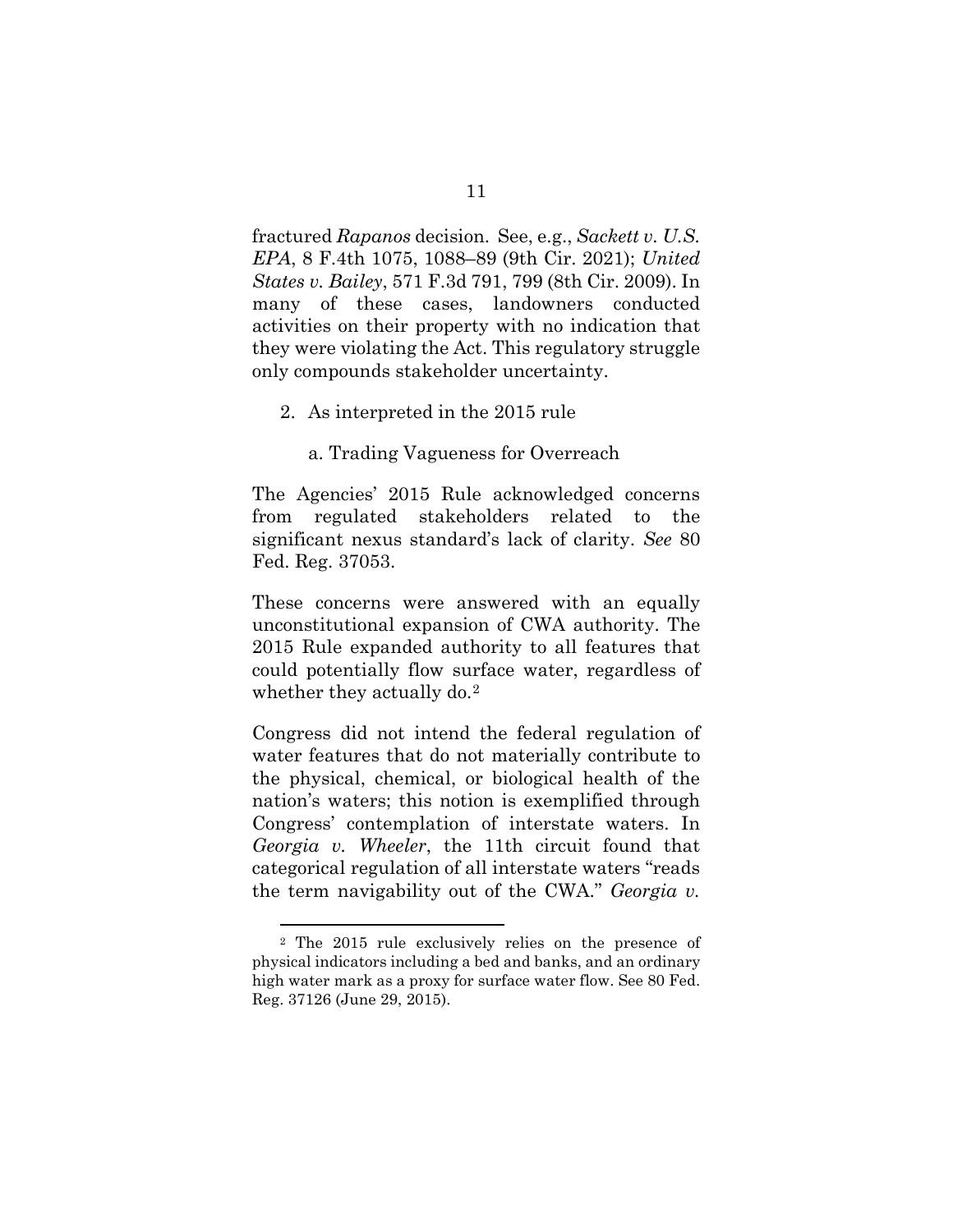fractured *Rapanos* decision. See, e.g., *Sackett v. U.S. EPA*, 8 F.4th 1075, 1088–89 (9th Cir. 2021); *United States v. Bailey*, 571 F.3d 791, 799 (8th Cir. 2009). In many of these cases, landowners conducted activities on their property with no indication that they were violating the Act. This regulatory struggle only compounds stakeholder uncertainty.

2. As interpreted in the 2015 rule

   a. Trading Vagueness for Overreach

The Agencies' 2015 Rule acknowledged concerns from regulated stakeholders related to the significant nexus standard's lack of clarity. *See* 80 Fed. Reg. 37053.

These concerns were answered with an equally unconstitutional expansion of CWA authority. The 2015 Rule expanded authority to all features that could potentially flow surface water, regardless of whether they actually do.[2]

Congress did not intend the federal regulation of water features that do not materially contribute to the physical, chemical, or biological health of the nation's waters; this notion is exemplified through Congress' contemplation of interstate waters. In *Georgia v. Wheeler*, the 11th circuit found that categorical regulation of all interstate waters "reads the term navigability out of the CWA." *Georgia v.*

---

[2] The 2015 rule exclusively relies on the presence of physical indicators including a bed and banks, and an ordinary high water mark as a proxy for surface water flow. See 80 Fed. Reg. 37126 (June 29, 2015).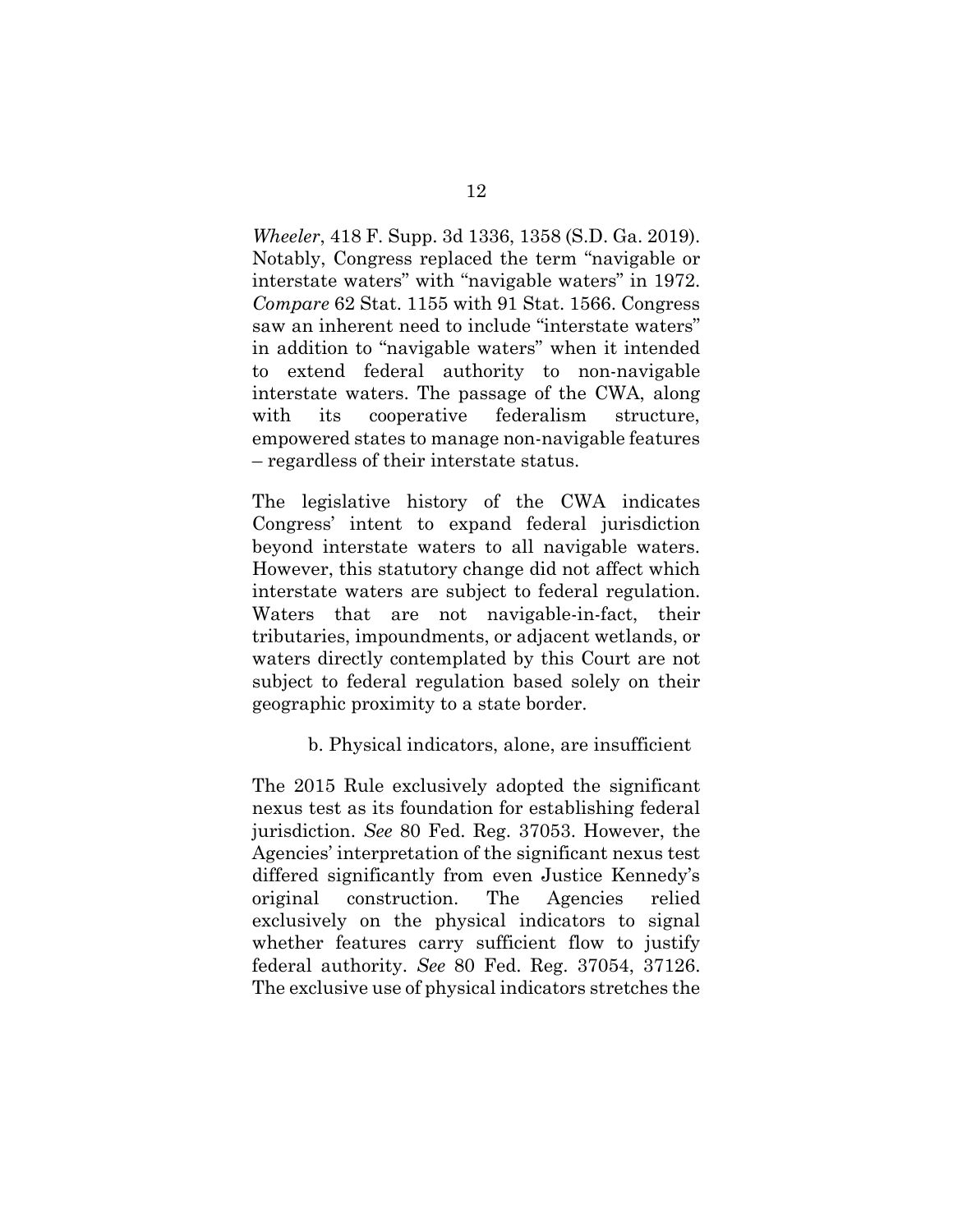*Wheeler*, 418 F. Supp. 3d 1336, 1358 (S.D. Ga. 2019). Notably, Congress replaced the term "navigable or interstate waters" with "navigable waters" in 1972. *Compare* 62 Stat. 1155 with 91 Stat. 1566. Congress saw an inherent need to include "interstate waters" in addition to "navigable waters" when it intended to extend federal authority to non-navigable interstate waters. The passage of the CWA, along with its cooperative federalism structure, empowered states to manage non-navigable features – regardless of their interstate status.

The legislative history of the CWA indicates Congress' intent to expand federal jurisdiction beyond interstate waters to all navigable waters. However, this statutory change did not affect which interstate waters are subject to federal regulation. Waters that are not navigable-in-fact, their tributaries, impoundments, or adjacent wetlands, or waters directly contemplated by this Court are not subject to federal regulation based solely on their geographic proximity to a state border.

b. Physical indicators, alone, are insufficient

The 2015 Rule exclusively adopted the significant nexus test as its foundation for establishing federal jurisdiction. *See* 80 Fed. Reg. 37053. However, the Agencies' interpretation of the significant nexus test differed significantly from even Justice Kennedy's original construction. The Agencies relied exclusively on the physical indicators to signal whether features carry sufficient flow to justify federal authority. *See* 80 Fed. Reg. 37054, 37126. The exclusive use of physical indicators stretches the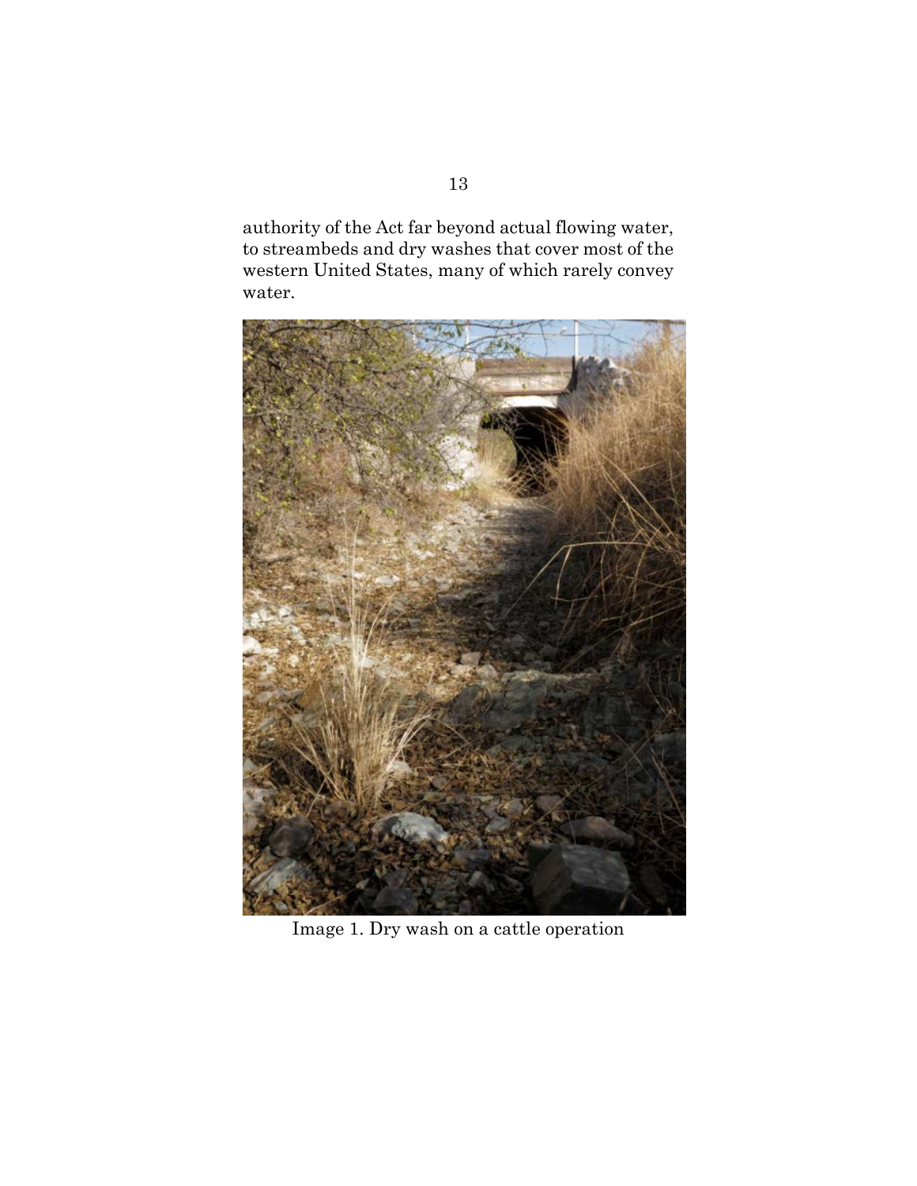authority of the Act far beyond actual flowing water, to streambeds and dry washes that cover most of the western United States, many of which rarely convey water.

Image 1. Dry wash on a cattle operation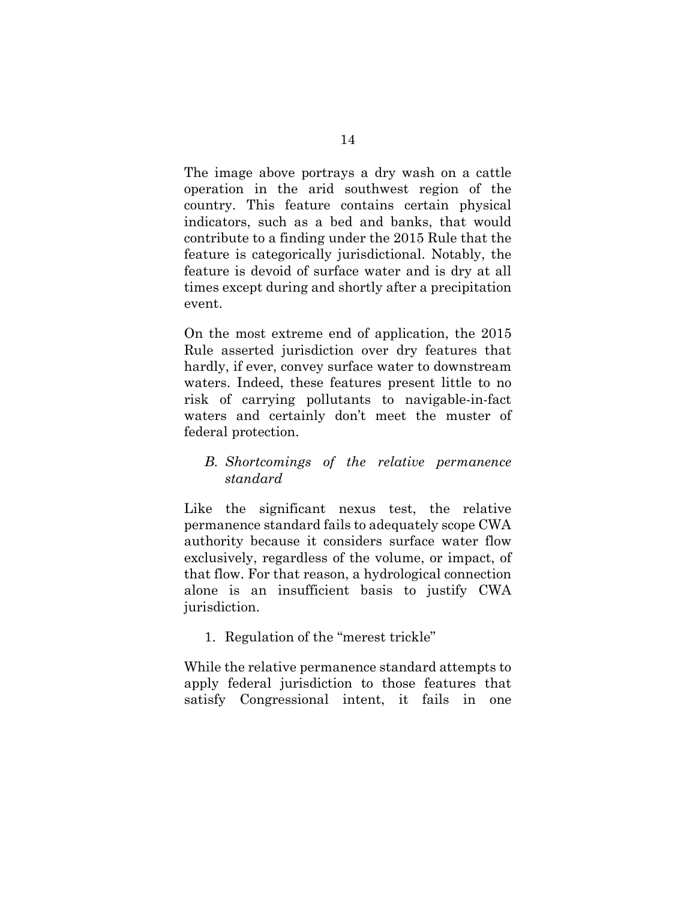The image above portrays a dry wash on a cattle operation in the arid southwest region of the country. This feature contains certain physical indicators, such as a bed and banks, that would contribute to a finding under the 2015 Rule that the feature is categorically jurisdictional. Notably, the feature is devoid of surface water and is dry at all times except during and shortly after a precipitation event.

On the most extreme end of application, the 2015 Rule asserted jurisdiction over dry features that hardly, if ever, convey surface water to downstream waters. Indeed, these features present little to no risk of carrying pollutants to navigable-in-fact waters and certainly don't meet the muster of federal protection.

### *B. Shortcomings of the relative permanence standard*

Like the significant nexus test, the relative permanence standard fails to adequately scope CWA authority because it considers surface water flow exclusively, regardless of the volume, or impact, of that flow. For that reason, a hydrological connection alone is an insufficient basis to justify CWA jurisdiction.

#### 1. Regulation of the "merest trickle"

While the relative permanence standard attempts to apply federal jurisdiction to those features that satisfy Congressional intent, it fails in one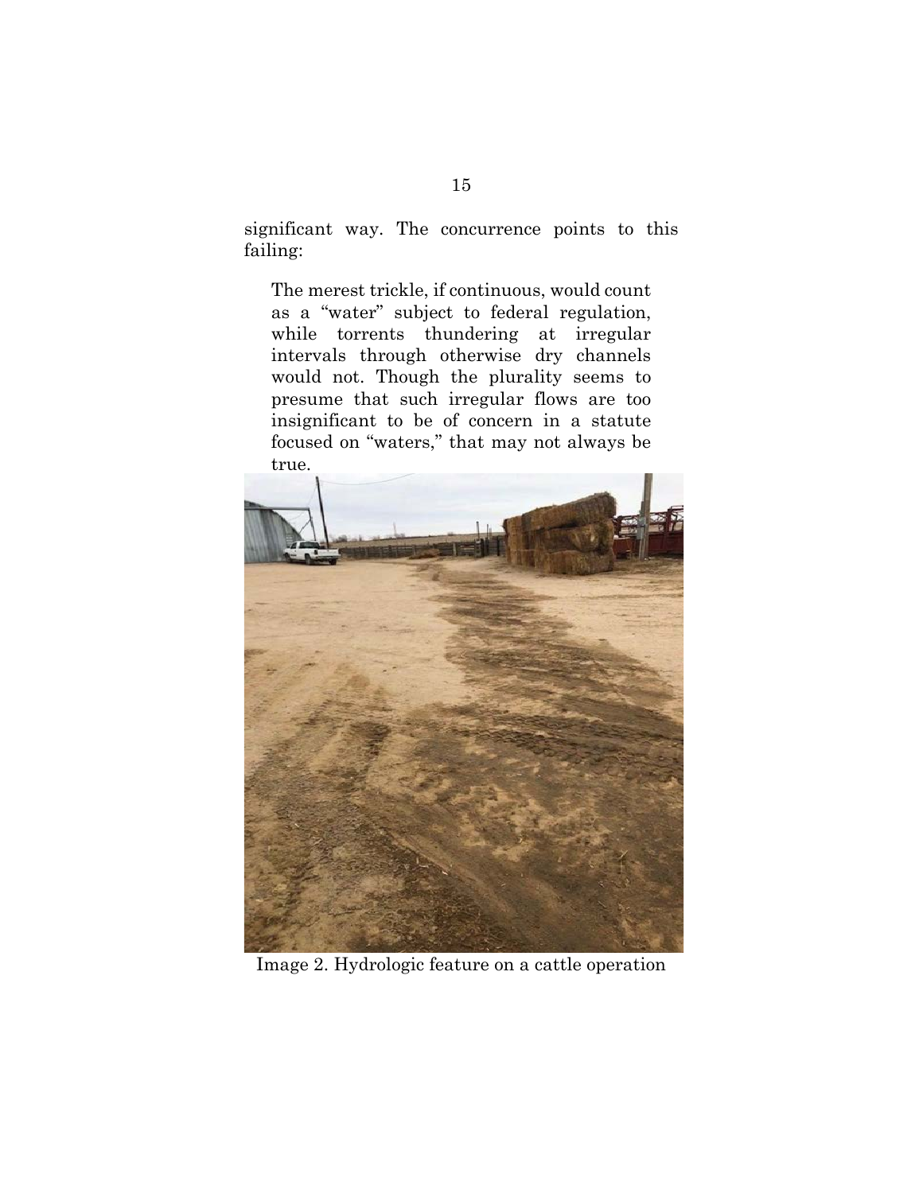significant way. The concurrence points to this failing:

> The merest trickle, if continuous, would count as a "water" subject to federal regulation, while torrents thundering at irregular intervals through otherwise dry channels would not. Though the plurality seems to presume that such irregular flows are too insignificant to be of concern in a statute focused on "waters," that may not always be true.

Image 2. Hydrologic feature on a cattle operation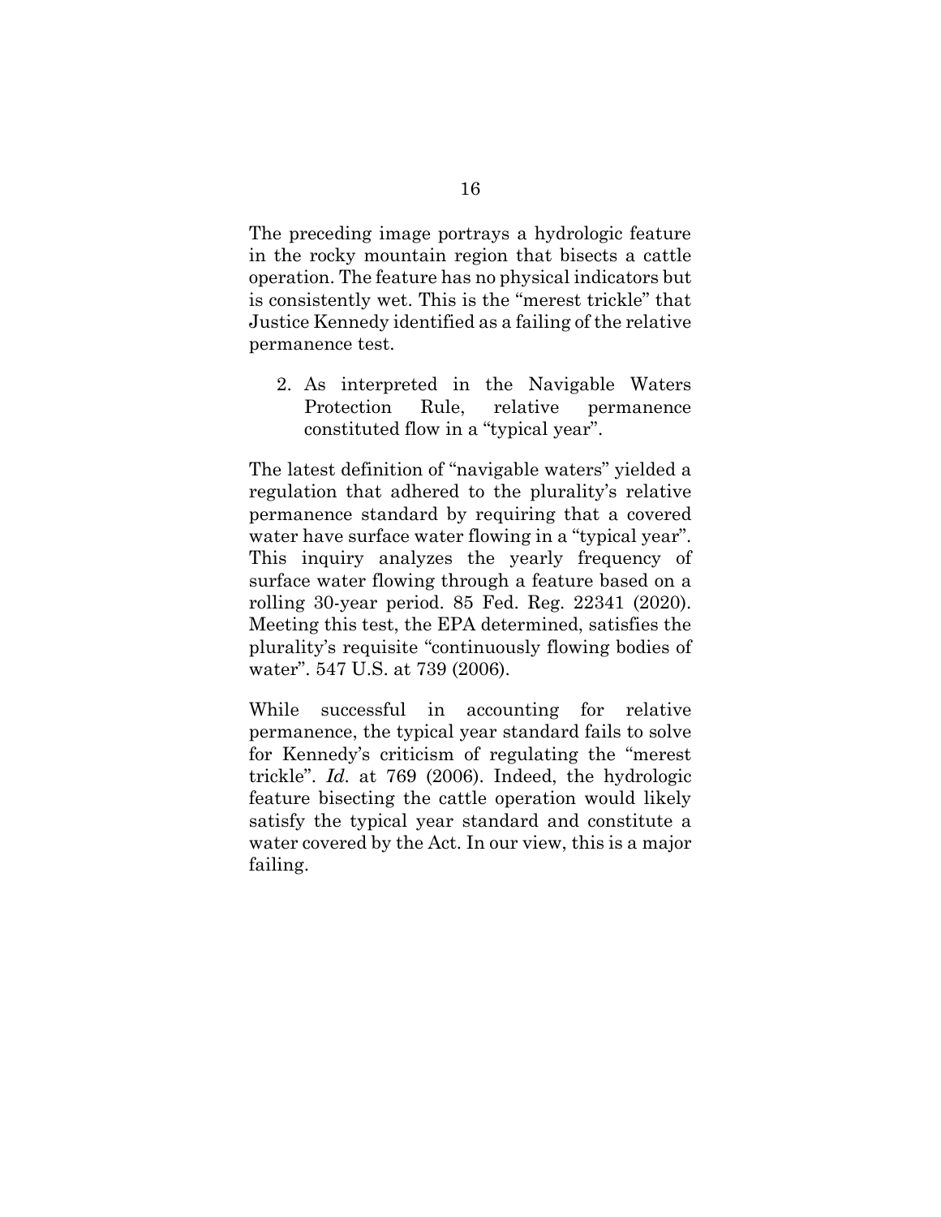The preceding image portrays a hydrologic feature in the rocky mountain region that bisects a cattle operation. The feature has no physical indicators but is consistently wet. This is the "merest trickle" that Justice Kennedy identified as a failing of the relative permanence test.

2. As interpreted in the Navigable Waters Protection Rule, relative permanence constituted flow in a "typical year".

The latest definition of "navigable waters" yielded a regulation that adhered to the plurality's relative permanence standard by requiring that a covered water have surface water flowing in a "typical year". This inquiry analyzes the yearly frequency of surface water flowing through a feature based on a rolling 30-year period. 85 Fed. Reg. 22341 (2020). Meeting this test, the EPA determined, satisfies the plurality's requisite "continuously flowing bodies of water". 547 U.S. at 739 (2006).

While successful in accounting for relative permanence, the typical year standard fails to solve for Kennedy's criticism of regulating the "merest trickle". *Id.* at 769 (2006). Indeed, the hydrologic feature bisecting the cattle operation would likely satisfy the typical year standard and constitute a water covered by the Act. In our view, this is a major failing.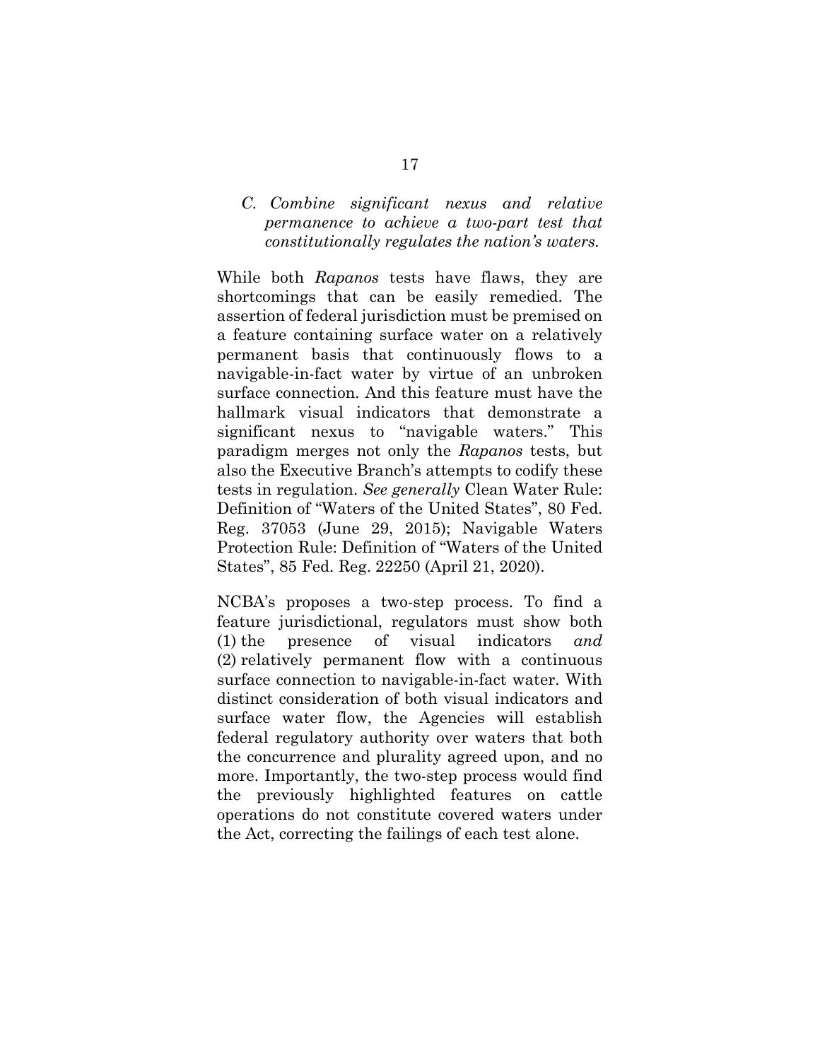### *C. Combine significant nexus and relative permanence to achieve a two-part test that constitutionally regulates the nation's waters.*

While both *Rapanos* tests have flaws, they are shortcomings that can be easily remedied. The assertion of federal jurisdiction must be premised on a feature containing surface water on a relatively permanent basis that continuously flows to a navigable-in-fact water by virtue of an unbroken surface connection. And this feature must have the hallmark visual indicators that demonstrate a significant nexus to "navigable waters." This paradigm merges not only the *Rapanos* tests, but also the Executive Branch's attempts to codify these tests in regulation. *See generally* Clean Water Rule: Definition of "Waters of the United States", 80 Fed. Reg. 37053 (June 29, 2015); Navigable Waters Protection Rule: Definition of "Waters of the United States", 85 Fed. Reg. 22250 (April 21, 2020).

NCBA's proposes a two-step process. To find a feature jurisdictional, regulators must show both (1) the presence of visual indicators *and* (2) relatively permanent flow with a continuous surface connection to navigable-in-fact water. With distinct consideration of both visual indicators and surface water flow, the Agencies will establish federal regulatory authority over waters that both the concurrence and plurality agreed upon, and no more. Importantly, the two-step process would find the previously highlighted features on cattle operations do not constitute covered waters under the Act, correcting the failings of each test alone.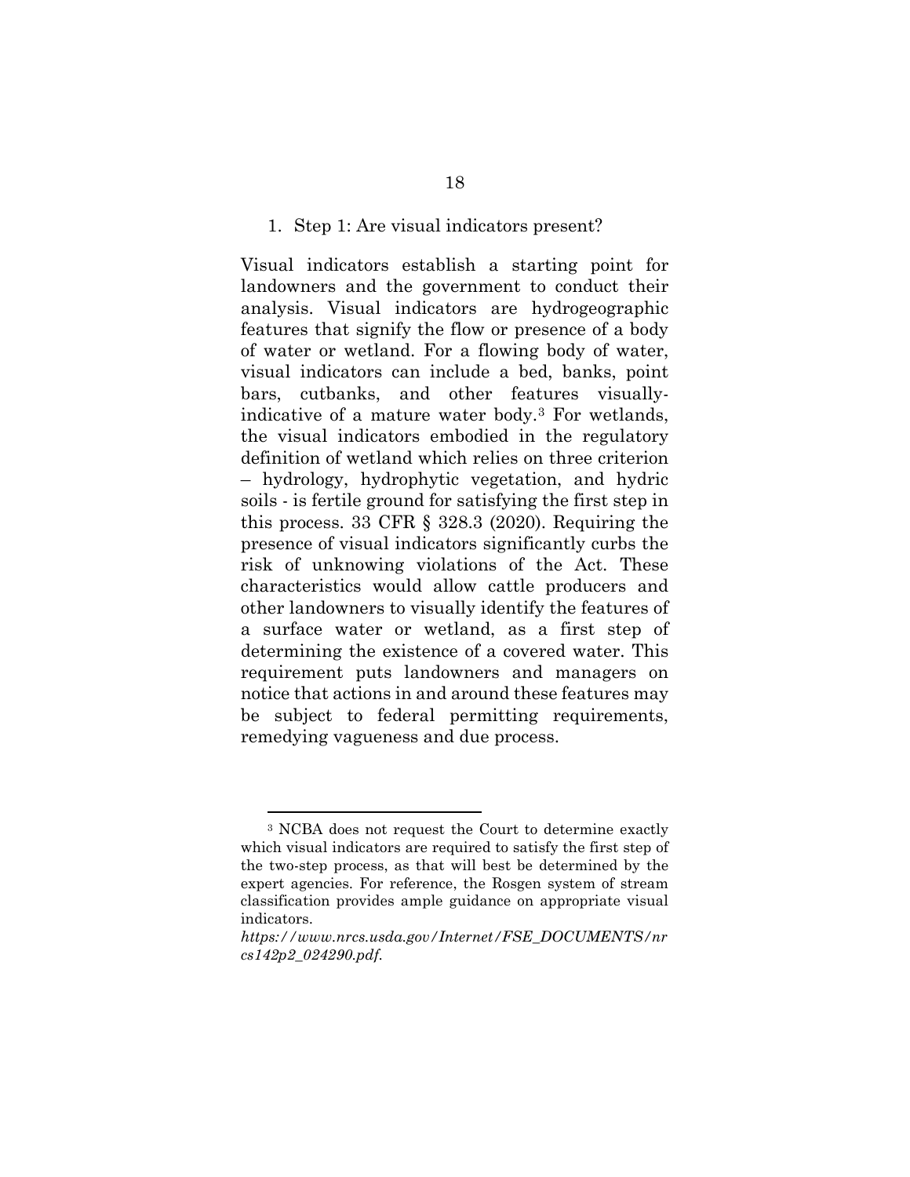1. Step 1: Are visual indicators present?

Visual indicators establish a starting point for landowners and the government to conduct their analysis. Visual indicators are hydrogeographic features that signify the flow or presence of a body of water or wetland. For a flowing body of water, visual indicators can include a bed, banks, point bars, cutbanks, and other features visually-indicative of a mature water body.[3] For wetlands, the visual indicators embodied in the regulatory definition of wetland which relies on three criterion – hydrology, hydrophytic vegetation, and hydric soils - is fertile ground for satisfying the first step in this process. 33 CFR § 328.3 (2020). Requiring the presence of visual indicators significantly curbs the risk of unknowing violations of the Act. These characteristics would allow cattle producers and other landowners to visually identify the features of a surface water or wetland, as a first step of determining the existence of a covered water. This requirement puts landowners and managers on notice that actions in and around these features may be subject to federal permitting requirements, remedying vagueness and due process.

---

[3] NCBA does not request the Court to determine exactly which visual indicators are required to satisfy the first step of the two-step process, as that will best be determined by the expert agencies. For reference, the Rosgen system of stream classification provides ample guidance on appropriate visual indicators. *https://www.nrcs.usda.gov/Internet/FSE_DOCUMENTS/nrcs142p2_024290.pdf*.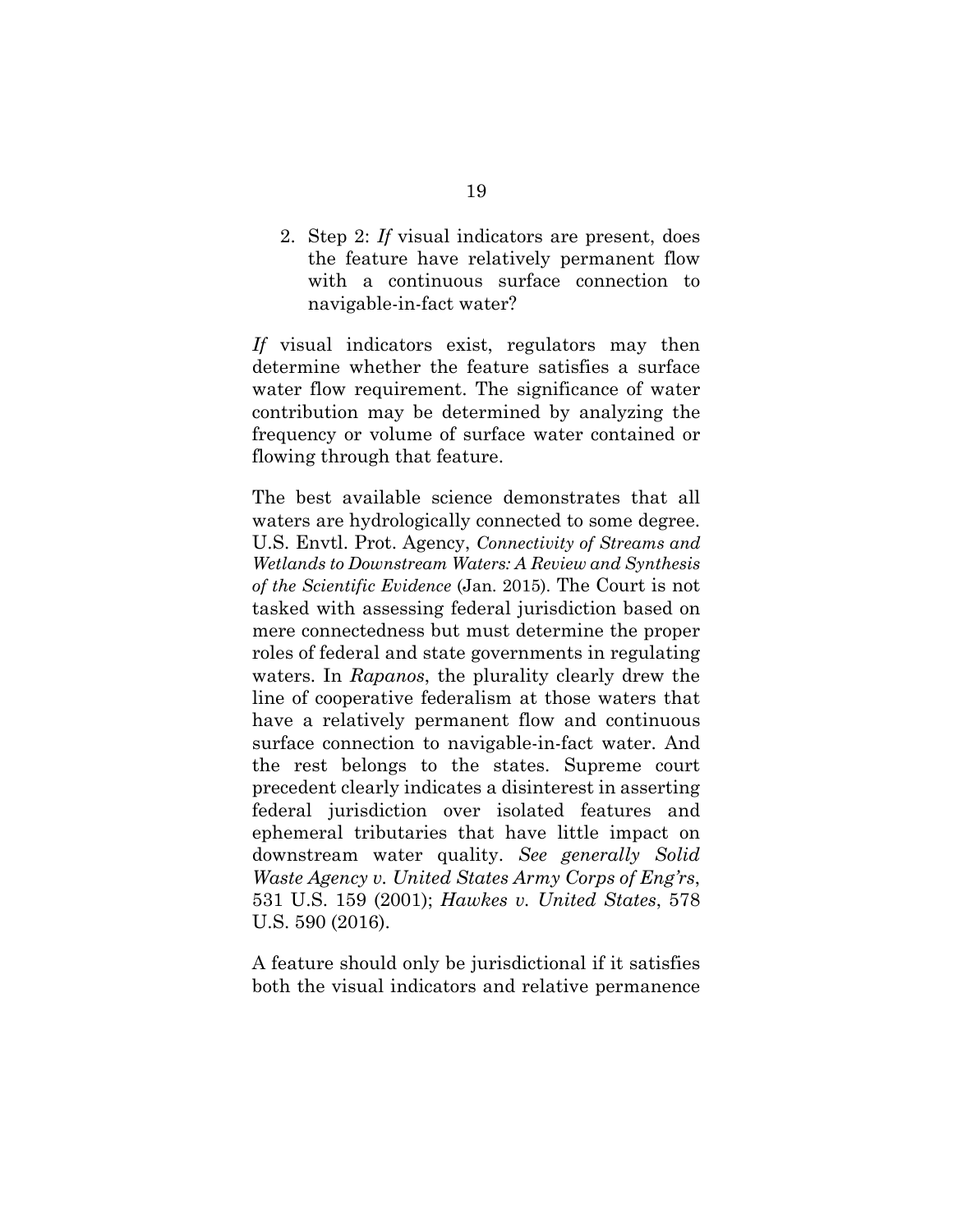2. Step 2: *If* visual indicators are present, does the feature have relatively permanent flow with a continuous surface connection to navigable-in-fact water?

*If* visual indicators exist, regulators may then determine whether the feature satisfies a surface water flow requirement. The significance of water contribution may be determined by analyzing the frequency or volume of surface water contained or flowing through that feature.

The best available science demonstrates that all waters are hydrologically connected to some degree. U.S. Envtl. Prot. Agency, *Connectivity of Streams and Wetlands to Downstream Waters: A Review and Synthesis of the Scientific Evidence* (Jan. 2015). The Court is not tasked with assessing federal jurisdiction based on mere connectedness but must determine the proper roles of federal and state governments in regulating waters. In *Rapanos*, the plurality clearly drew the line of cooperative federalism at those waters that have a relatively permanent flow and continuous surface connection to navigable-in-fact water. And the rest belongs to the states. Supreme court precedent clearly indicates a disinterest in asserting federal jurisdiction over isolated features and ephemeral tributaries that have little impact on downstream water quality. *See generally Solid Waste Agency v. United States Army Corps of Eng'rs*, 531 U.S. 159 (2001); *Hawkes v. United States*, 578 U.S. 590 (2016).

A feature should only be jurisdictional if it satisfies both the visual indicators and relative permanence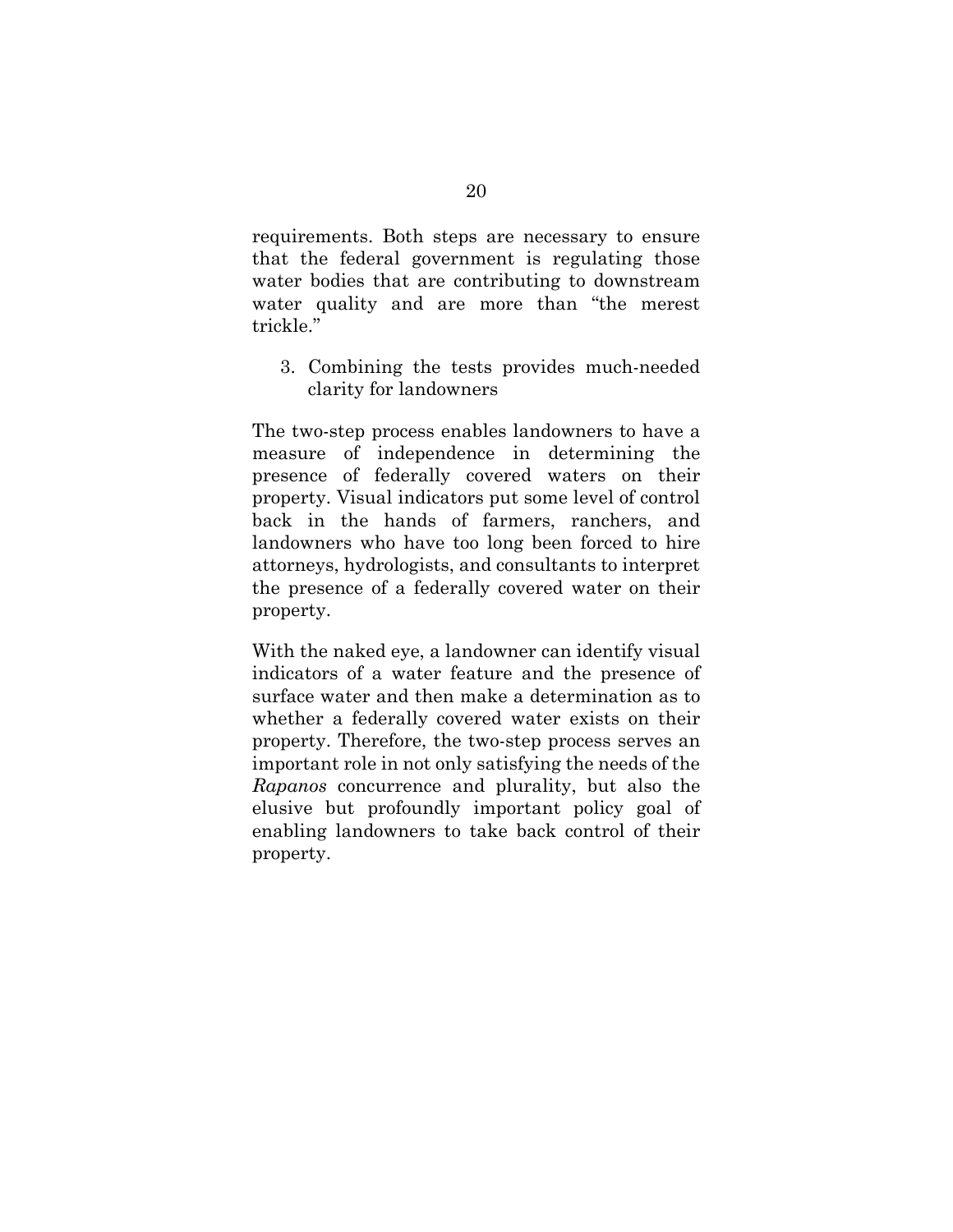requirements. Both steps are necessary to ensure that the federal government is regulating those water bodies that are contributing to downstream water quality and are more than "the merest trickle."

### 3. Combining the tests provides much-needed clarity for landowners

The two-step process enables landowners to have a measure of independence in determining the presence of federally covered waters on their property. Visual indicators put some level of control back in the hands of farmers, ranchers, and landowners who have too long been forced to hire attorneys, hydrologists, and consultants to interpret the presence of a federally covered water on their property.

With the naked eye, a landowner can identify visual indicators of a water feature and the presence of surface water and then make a determination as to whether a federally covered water exists on their property. Therefore, the two-step process serves an important role in not only satisfying the needs of the *Rapanos* concurrence and plurality, but also the elusive but profoundly important policy goal of enabling landowners to take back control of their property.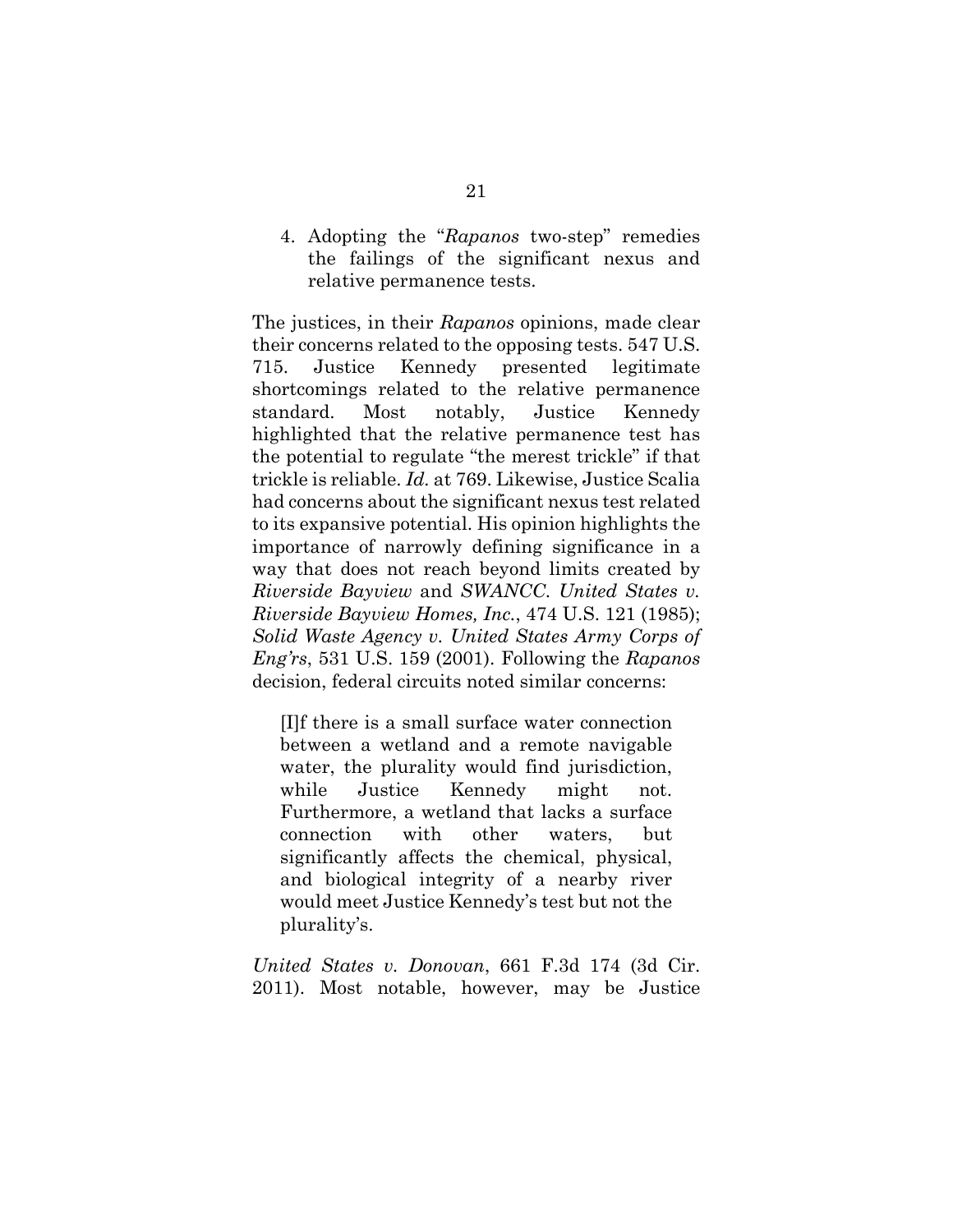4. Adopting the "*Rapanos* two-step" remedies the failings of the significant nexus and relative permanence tests.

The justices, in their *Rapanos* opinions, made clear their concerns related to the opposing tests. 547 U.S. 715. Justice Kennedy presented legitimate shortcomings related to the relative permanence standard. Most notably, Justice Kennedy highlighted that the relative permanence test has the potential to regulate "the merest trickle" if that trickle is reliable. *Id.* at 769. Likewise, Justice Scalia had concerns about the significant nexus test related to its expansive potential. His opinion highlights the importance of narrowly defining significance in a way that does not reach beyond limits created by *Riverside Bayview* and *SWANCC*. *United States v. Riverside Bayview Homes, Inc.*, 474 U.S. 121 (1985); *Solid Waste Agency v. United States Army Corps of Eng'rs*, 531 U.S. 159 (2001). Following the *Rapanos* decision, federal circuits noted similar concerns:

> [I]f there is a small surface water connection between a wetland and a remote navigable water, the plurality would find jurisdiction, while Justice Kennedy might not. Furthermore, a wetland that lacks a surface connection with other waters, but significantly affects the chemical, physical, and biological integrity of a nearby river would meet Justice Kennedy's test but not the plurality's.

*United States v. Donovan*, 661 F.3d 174 (3d Cir. 2011). Most notable, however, may be Justice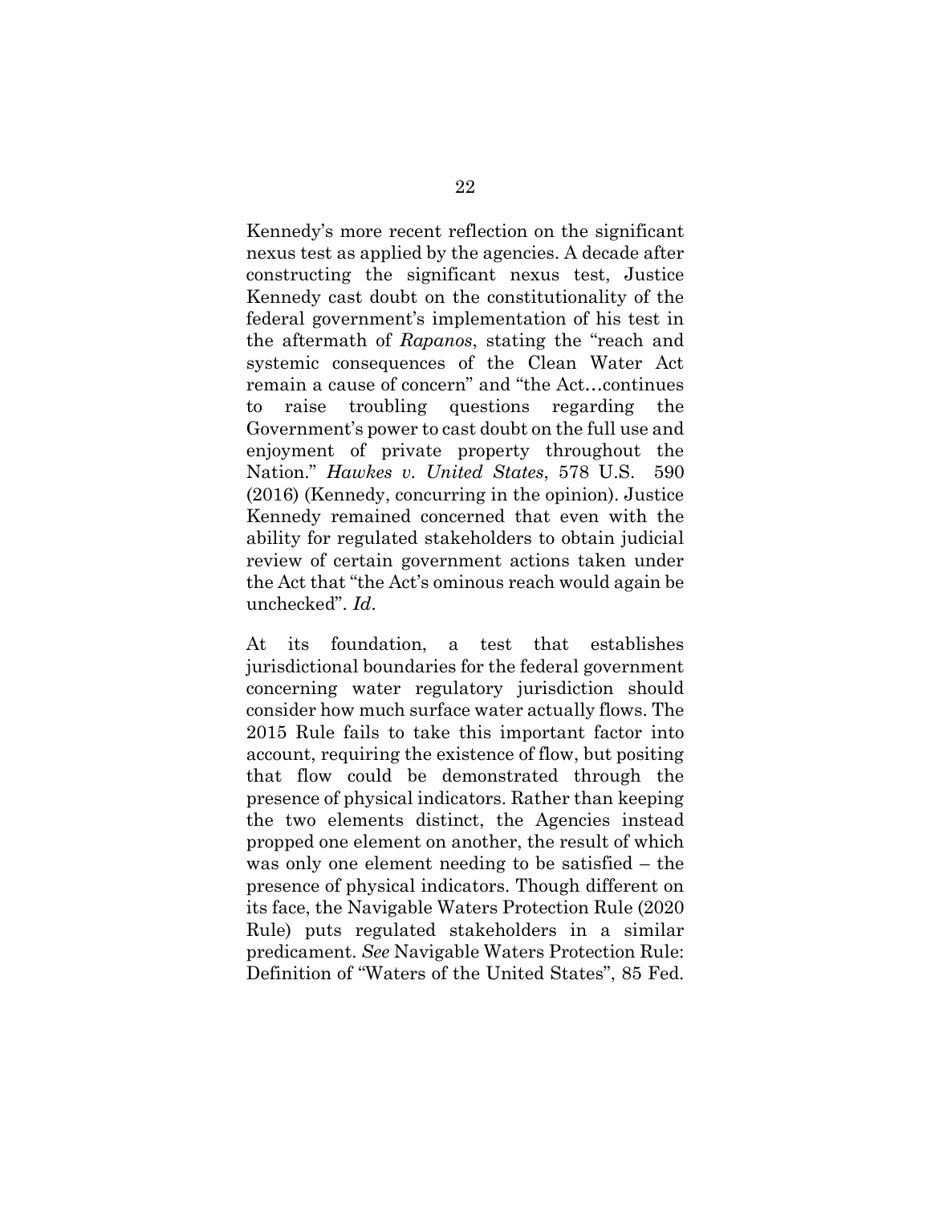Kennedy's more recent reflection on the significant nexus test as applied by the agencies. A decade after constructing the significant nexus test, Justice Kennedy cast doubt on the constitutionality of the federal government's implementation of his test in the aftermath of *Rapanos*, stating the "reach and systemic consequences of the Clean Water Act remain a cause of concern" and "the Act…continues to raise troubling questions regarding the Government's power to cast doubt on the full use and enjoyment of private property throughout the Nation." *Hawkes v. United States*, 578 U.S. 590 (2016) (Kennedy, concurring in the opinion). Justice Kennedy remained concerned that even with the ability for regulated stakeholders to obtain judicial review of certain government actions taken under the Act that "the Act's ominous reach would again be unchecked". *Id*.

At its foundation, a test that establishes jurisdictional boundaries for the federal government concerning water regulatory jurisdiction should consider how much surface water actually flows. The 2015 Rule fails to take this important factor into account, requiring the existence of flow, but positing that flow could be demonstrated through the presence of physical indicators. Rather than keeping the two elements distinct, the Agencies instead propped one element on another, the result of which was only one element needing to be satisfied – the presence of physical indicators. Though different on its face, the Navigable Waters Protection Rule (2020 Rule) puts regulated stakeholders in a similar predicament. *See* Navigable Waters Protection Rule: Definition of "Waters of the United States", 85 Fed.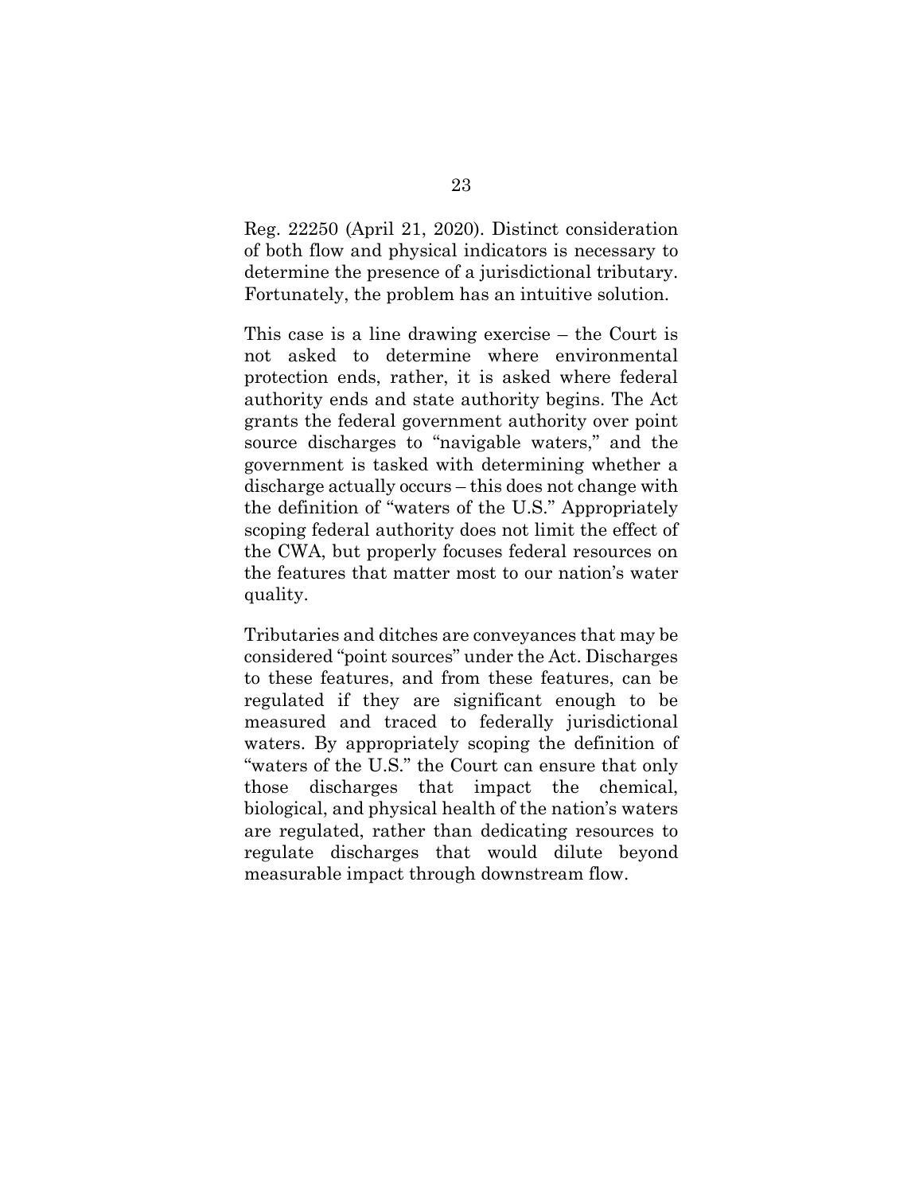Reg. 22250 (April 21, 2020). Distinct consideration of both flow and physical indicators is necessary to determine the presence of a jurisdictional tributary. Fortunately, the problem has an intuitive solution.

This case is a line drawing exercise – the Court is not asked to determine where environmental protection ends, rather, it is asked where federal authority ends and state authority begins. The Act grants the federal government authority over point source discharges to "navigable waters," and the government is tasked with determining whether a discharge actually occurs – this does not change with the definition of "waters of the U.S." Appropriately scoping federal authority does not limit the effect of the CWA, but properly focuses federal resources on the features that matter most to our nation's water quality.

Tributaries and ditches are conveyances that may be considered "point sources" under the Act. Discharges to these features, and from these features, can be regulated if they are significant enough to be measured and traced to federally jurisdictional waters. By appropriately scoping the definition of "waters of the U.S." the Court can ensure that only those discharges that impact the chemical, biological, and physical health of the nation's waters are regulated, rather than dedicating resources to regulate discharges that would dilute beyond measurable impact through downstream flow.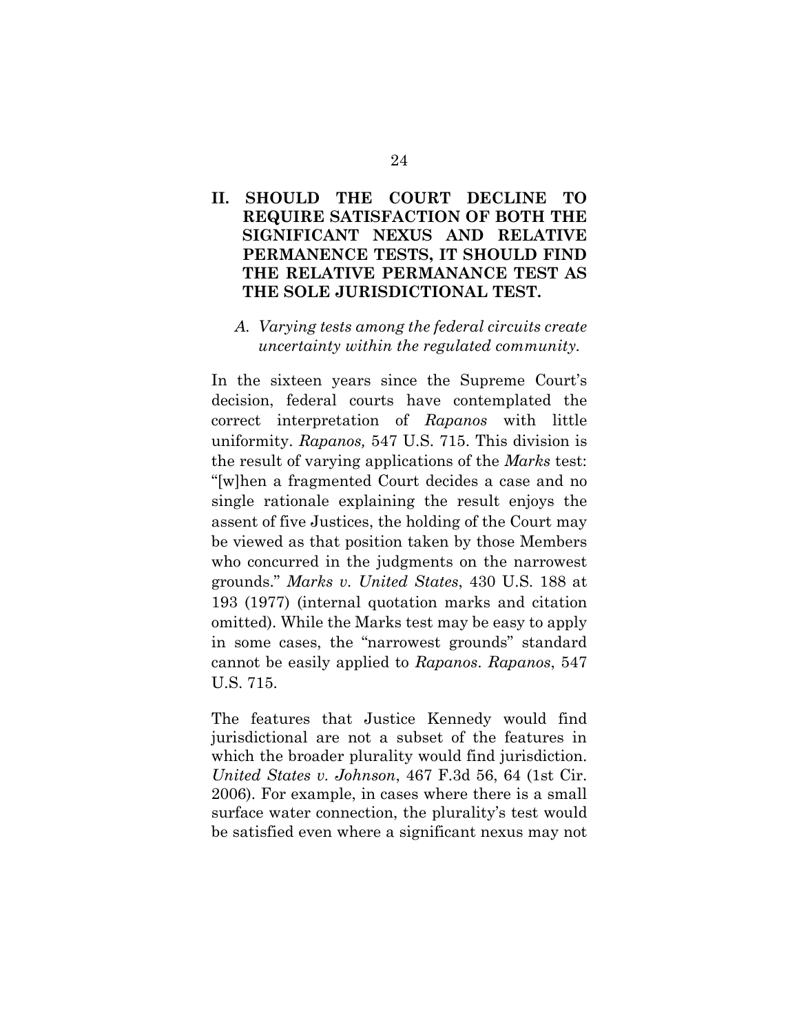## II. SHOULD THE COURT DECLINE TO REQUIRE SATISFACTION OF BOTH THE SIGNIFICANT NEXUS AND RELATIVE PERMANENCE TESTS, IT SHOULD FIND THE RELATIVE PERMANANCE TEST AS THE SOLE JURISDICTIONAL TEST.

### *A. Varying tests among the federal circuits create uncertainty within the regulated community.*

In the sixteen years since the Supreme Court's decision, federal courts have contemplated the correct interpretation of *Rapanos* with little uniformity. *Rapanos,* 547 U.S. 715. This division is the result of varying applications of the *Marks* test: "[w]hen a fragmented Court decides a case and no single rationale explaining the result enjoys the assent of five Justices, the holding of the Court may be viewed as that position taken by those Members who concurred in the judgments on the narrowest grounds." *Marks v. United States*, 430 U.S. 188 at 193 (1977) (internal quotation marks and citation omitted). While the Marks test may be easy to apply in some cases, the "narrowest grounds" standard cannot be easily applied to *Rapanos*. *Rapanos*, 547 U.S. 715.

The features that Justice Kennedy would find jurisdictional are not a subset of the features in which the broader plurality would find jurisdiction. *United States v. Johnson*, 467 F.3d 56, 64 (1st Cir. 2006). For example, in cases where there is a small surface water connection, the plurality's test would be satisfied even where a significant nexus may not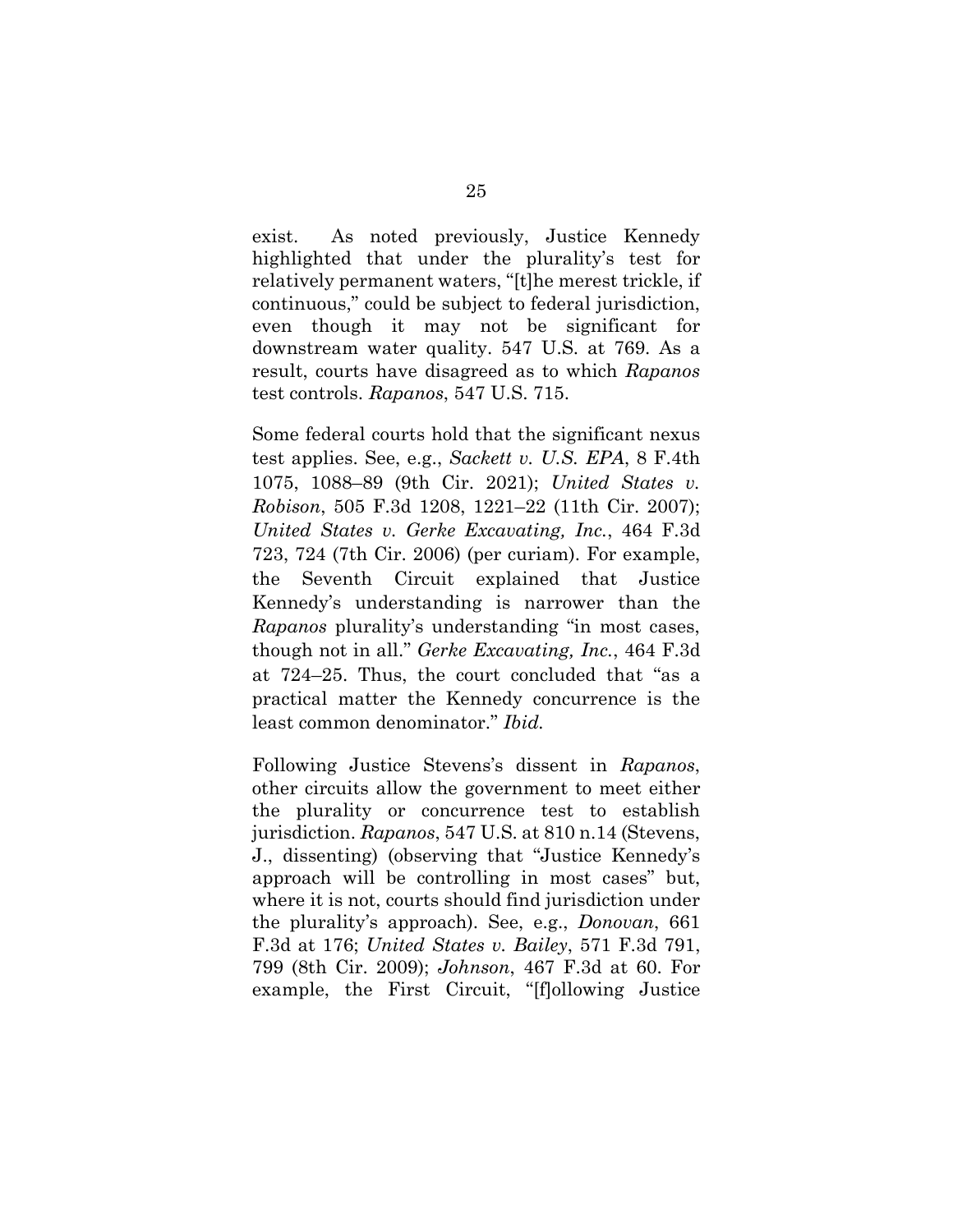exist. As noted previously, Justice Kennedy highlighted that under the plurality's test for relatively permanent waters, "[t]he merest trickle, if continuous," could be subject to federal jurisdiction, even though it may not be significant for downstream water quality. 547 U.S. at 769. As a result, courts have disagreed as to which *Rapanos* test controls. *Rapanos*, 547 U.S. 715.

Some federal courts hold that the significant nexus test applies. See, e.g., *Sackett v. U.S. EPA*, 8 F.4th 1075, 1088–89 (9th Cir. 2021); *United States v. Robison*, 505 F.3d 1208, 1221–22 (11th Cir. 2007); *United States v. Gerke Excavating, Inc.*, 464 F.3d 723, 724 (7th Cir. 2006) (per curiam). For example, the Seventh Circuit explained that Justice Kennedy's understanding is narrower than the *Rapanos* plurality's understanding "in most cases, though not in all." *Gerke Excavating, Inc.*, 464 F.3d at 724–25. Thus, the court concluded that "as a practical matter the Kennedy concurrence is the least common denominator." *Ibid.*

Following Justice Stevens's dissent in *Rapanos*, other circuits allow the government to meet either the plurality or concurrence test to establish jurisdiction. *Rapanos*, 547 U.S. at 810 n.14 (Stevens, J., dissenting) (observing that "Justice Kennedy's approach will be controlling in most cases" but, where it is not, courts should find jurisdiction under the plurality's approach). See, e.g., *Donovan*, 661 F.3d at 176; *United States v. Bailey*, 571 F.3d 791, 799 (8th Cir. 2009); *Johnson*, 467 F.3d at 60. For example, the First Circuit, "[f]ollowing Justice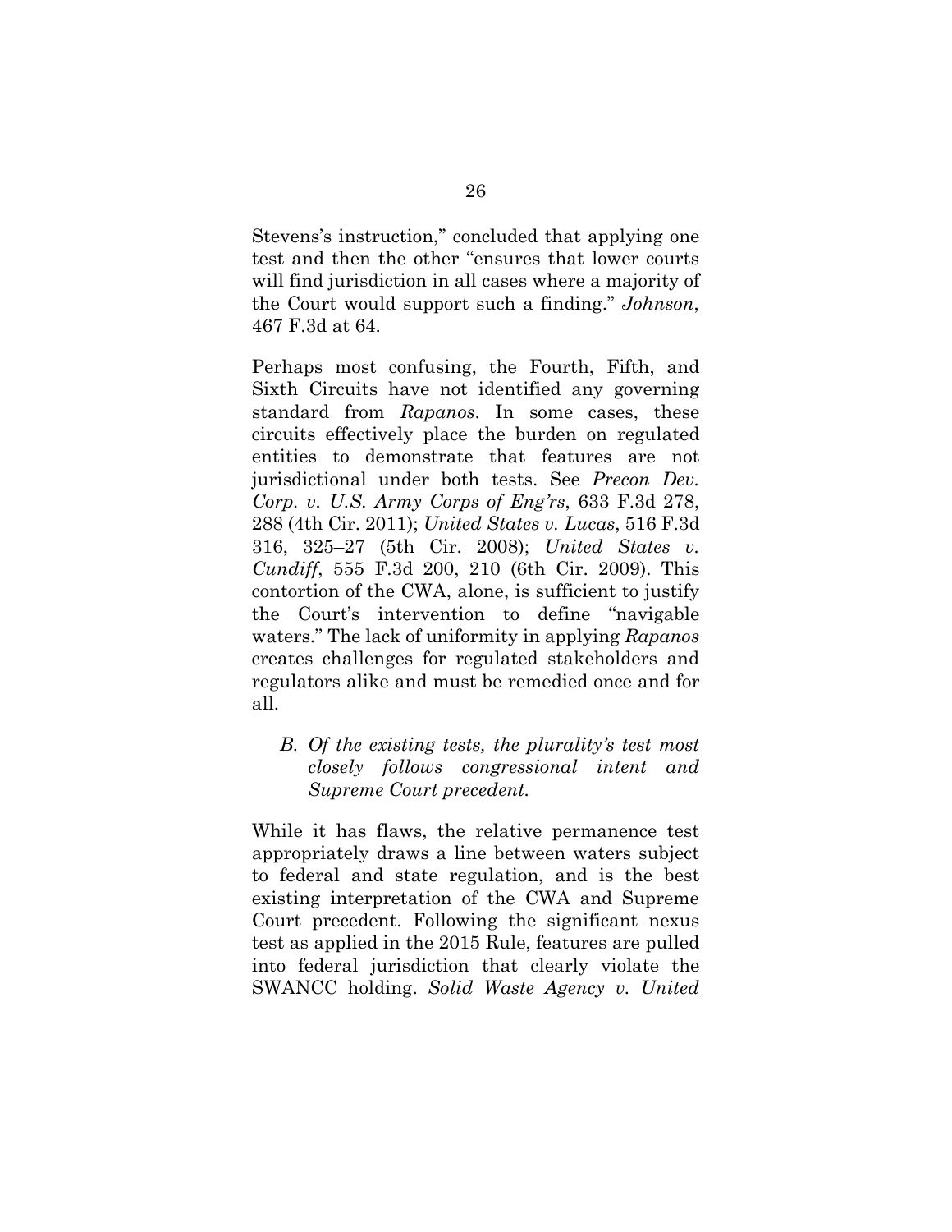Stevens's instruction," concluded that applying one test and then the other "ensures that lower courts will find jurisdiction in all cases where a majority of the Court would support such a finding." *Johnson*, 467 F.3d at 64.

Perhaps most confusing, the Fourth, Fifth, and Sixth Circuits have not identified any governing standard from *Rapanos*. In some cases, these circuits effectively place the burden on regulated entities to demonstrate that features are not jurisdictional under both tests. See *Precon Dev. Corp. v. U.S. Army Corps of Eng'rs*, 633 F.3d 278, 288 (4th Cir. 2011); *United States v. Lucas*, 516 F.3d 316, 325–27 (5th Cir. 2008); *United States v. Cundiff*, 555 F.3d 200, 210 (6th Cir. 2009). This contortion of the CWA, alone, is sufficient to justify the Court's intervention to define "navigable waters." The lack of uniformity in applying *Rapanos* creates challenges for regulated stakeholders and regulators alike and must be remedied once and for all.

### *B. Of the existing tests, the plurality's test most closely follows congressional intent and Supreme Court precedent.*

While it has flaws, the relative permanence test appropriately draws a line between waters subject to federal and state regulation, and is the best existing interpretation of the CWA and Supreme Court precedent. Following the significant nexus test as applied in the 2015 Rule, features are pulled into federal jurisdiction that clearly violate the SWANCC holding. *Solid Waste Agency v. United*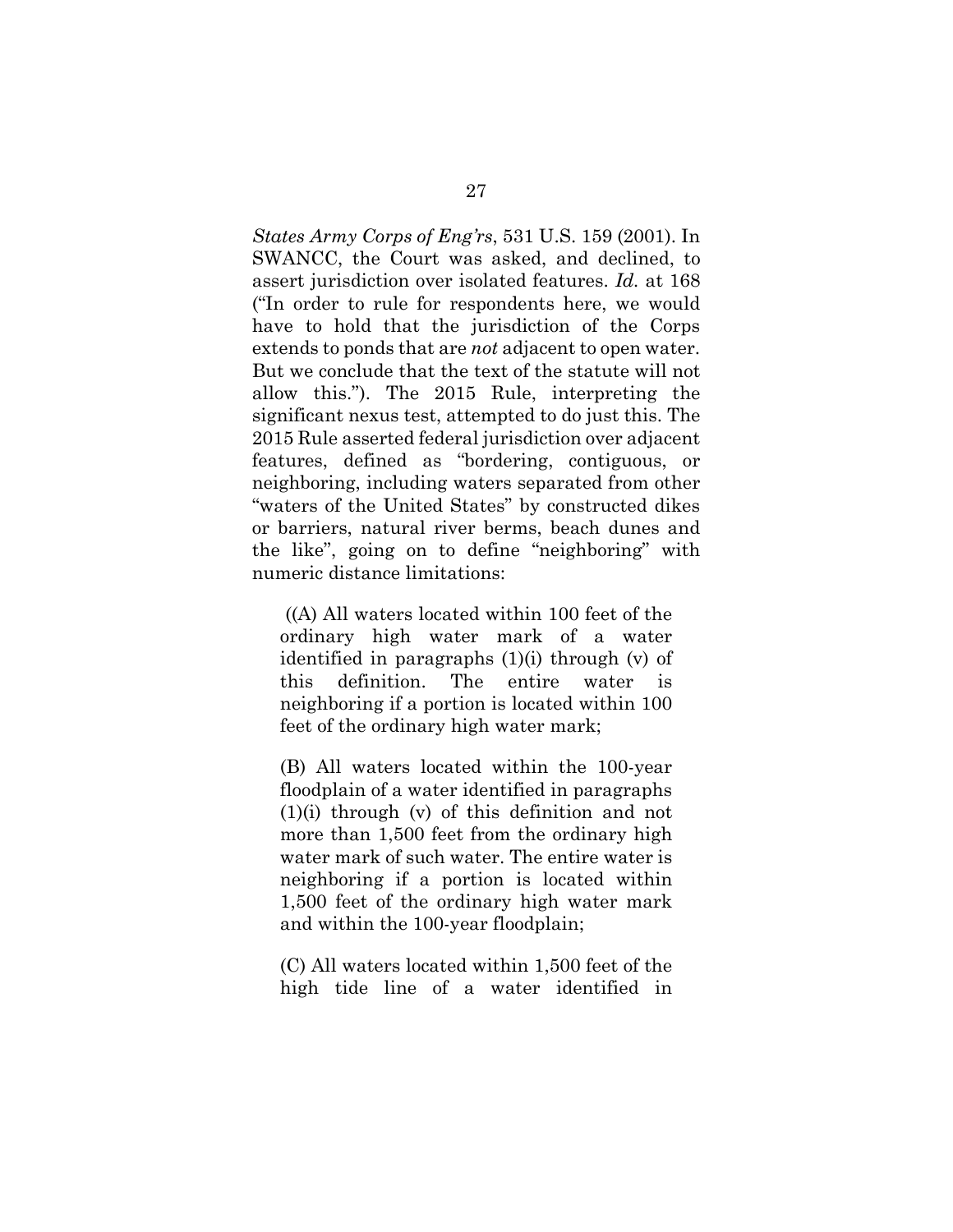*States Army Corps of Eng'rs*, 531 U.S. 159 (2001). In SWANCC, the Court was asked, and declined, to assert jurisdiction over isolated features. *Id.* at 168 ("In order to rule for respondents here, we would have to hold that the jurisdiction of the Corps extends to ponds that are *not* adjacent to open water. But we conclude that the text of the statute will not allow this."). The 2015 Rule, interpreting the significant nexus test, attempted to do just this. The 2015 Rule asserted federal jurisdiction over adjacent features, defined as "bordering, contiguous, or neighboring, including waters separated from other "waters of the United States" by constructed dikes or barriers, natural river berms, beach dunes and the like", going on to define "neighboring" with numeric distance limitations:

> ((A) All waters located within 100 feet of the ordinary high water mark of a water identified in paragraphs (1)(i) through (v) of this definition. The entire water is neighboring if a portion is located within 100 feet of the ordinary high water mark;
>
> (B) All waters located within the 100-year floodplain of a water identified in paragraphs (1)(i) through (v) of this definition and not more than 1,500 feet from the ordinary high water mark of such water. The entire water is neighboring if a portion is located within 1,500 feet of the ordinary high water mark and within the 100-year floodplain;
>
> (C) All waters located within 1,500 feet of the high tide line of a water identified in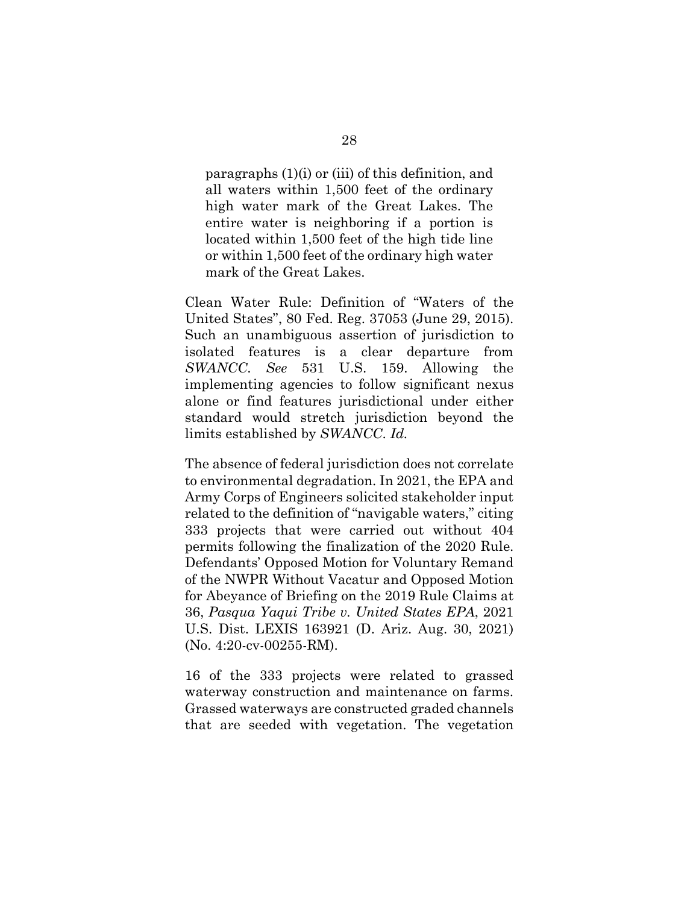> paragraphs (1)(i) or (iii) of this definition, and all waters within 1,500 feet of the ordinary high water mark of the Great Lakes. The entire water is neighboring if a portion is located within 1,500 feet of the high tide line or within 1,500 feet of the ordinary high water mark of the Great Lakes.

Clean Water Rule: Definition of "Waters of the United States", 80 Fed. Reg. 37053 (June 29, 2015). Such an unambiguous assertion of jurisdiction to isolated features is a clear departure from *SWANCC*. *See* 531 U.S. 159. Allowing the implementing agencies to follow significant nexus alone or find features jurisdictional under either standard would stretch jurisdiction beyond the limits established by *SWANCC*. *Id.*

The absence of federal jurisdiction does not correlate to environmental degradation. In 2021, the EPA and Army Corps of Engineers solicited stakeholder input related to the definition of "navigable waters," citing 333 projects that were carried out without 404 permits following the finalization of the 2020 Rule. Defendants' Opposed Motion for Voluntary Remand of the NWPR Without Vacatur and Opposed Motion for Abeyance of Briefing on the 2019 Rule Claims at 36, *Pasqua Yaqui Tribe v. United States EPA*, 2021 U.S. Dist. LEXIS 163921 (D. Ariz. Aug. 30, 2021) (No. 4:20-cv-00255-RM).

16 of the 333 projects were related to grassed waterway construction and maintenance on farms. Grassed waterways are constructed graded channels that are seeded with vegetation. The vegetation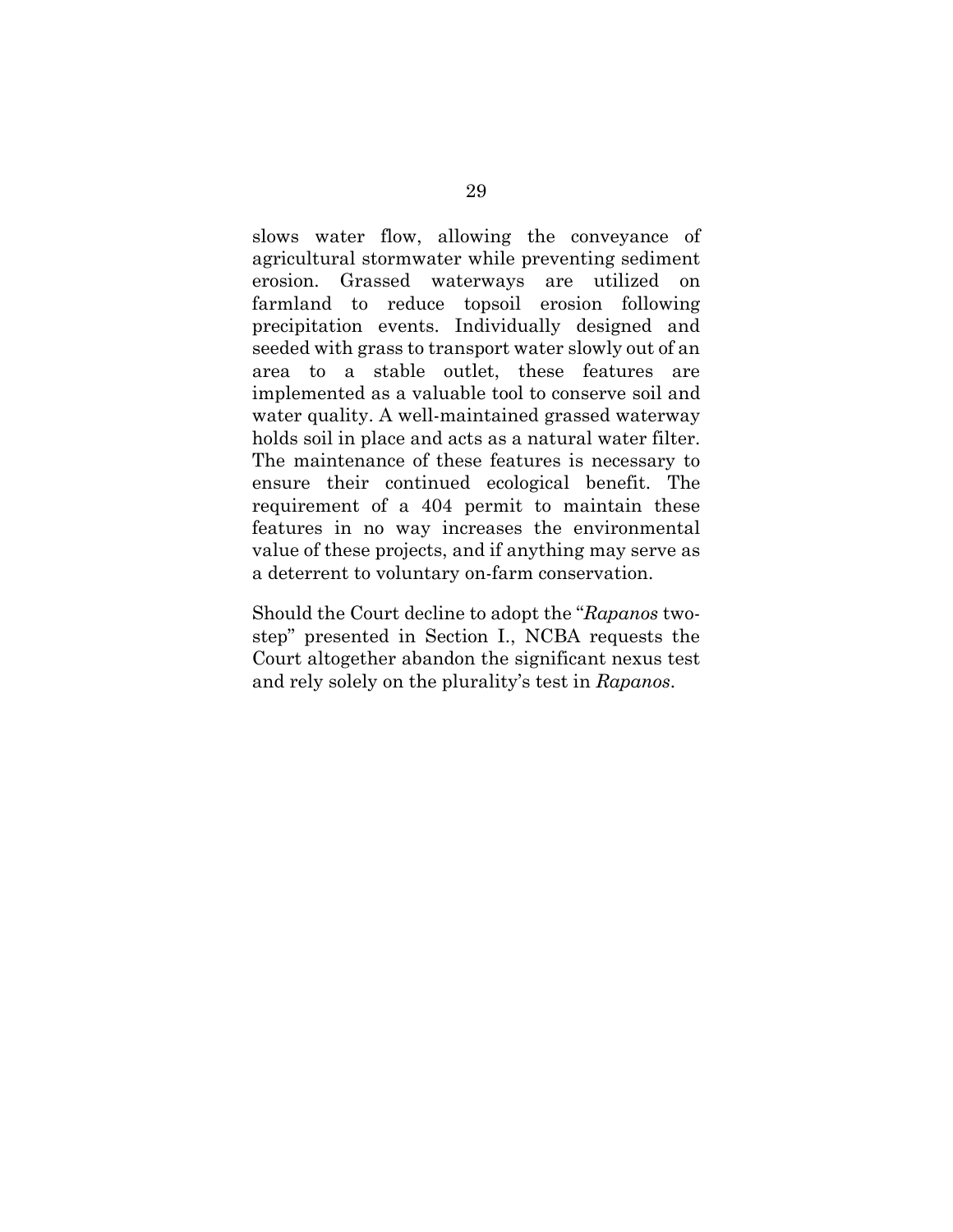slows water flow, allowing the conveyance of agricultural stormwater while preventing sediment erosion. Grassed waterways are utilized on farmland to reduce topsoil erosion following precipitation events. Individually designed and seeded with grass to transport water slowly out of an area to a stable outlet, these features are implemented as a valuable tool to conserve soil and water quality. A well-maintained grassed waterway holds soil in place and acts as a natural water filter. The maintenance of these features is necessary to ensure their continued ecological benefit. The requirement of a 404 permit to maintain these features in no way increases the environmental value of these projects, and if anything may serve as a deterrent to voluntary on-farm conservation.

Should the Court decline to adopt the "*Rapanos* two-step" presented in Section I., NCBA requests the Court altogether abandon the significant nexus test and rely solely on the plurality's test in *Rapanos*.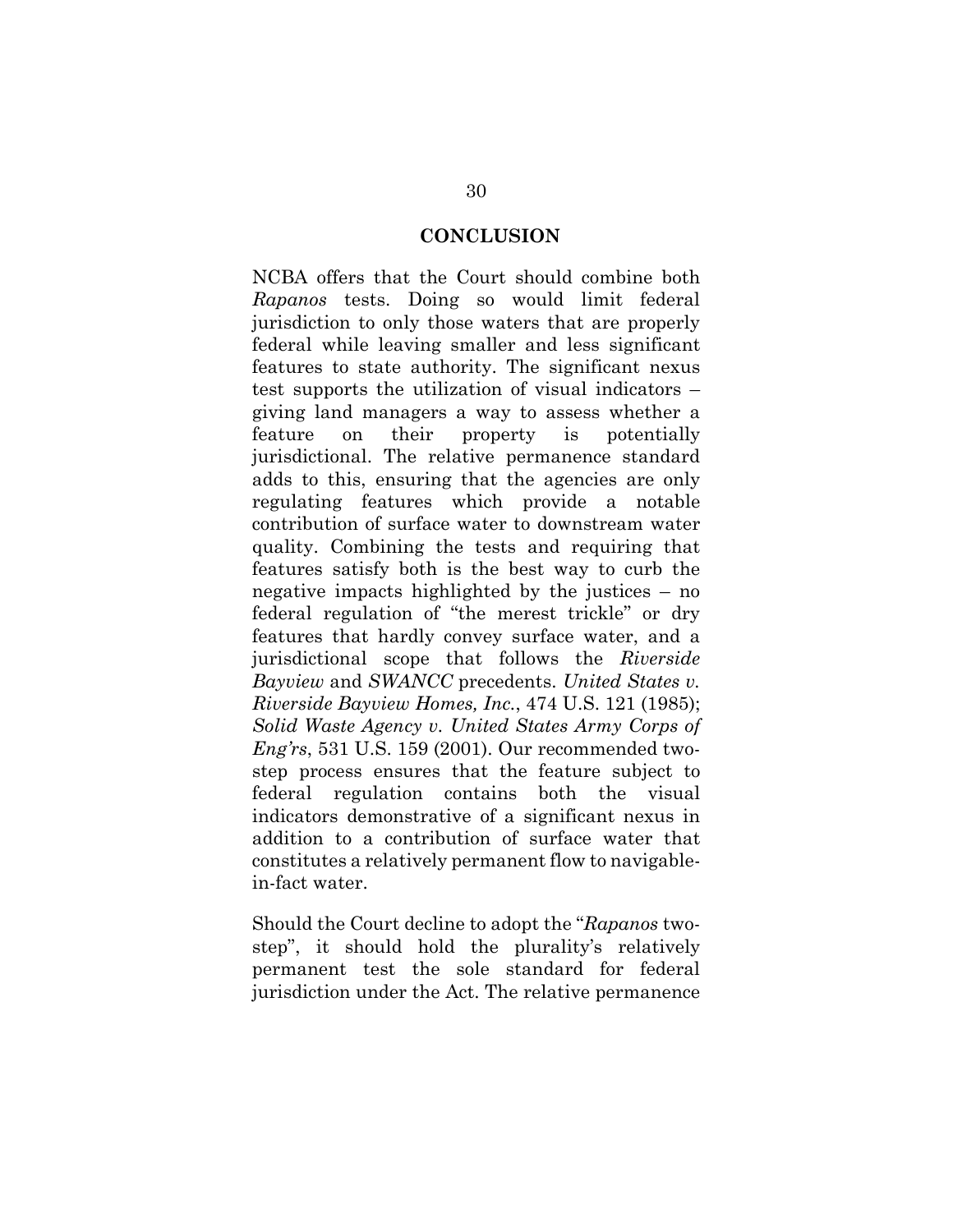## CONCLUSION

NCBA offers that the Court should combine both *Rapanos* tests. Doing so would limit federal jurisdiction to only those waters that are properly federal while leaving smaller and less significant features to state authority. The significant nexus test supports the utilization of visual indicators – giving land managers a way to assess whether a feature on their property is potentially jurisdictional. The relative permanence standard adds to this, ensuring that the agencies are only regulating features which provide a notable contribution of surface water to downstream water quality. Combining the tests and requiring that features satisfy both is the best way to curb the negative impacts highlighted by the justices – no federal regulation of "the merest trickle" or dry features that hardly convey surface water, and a jurisdictional scope that follows the *Riverside Bayview* and *SWANCC* precedents. *United States v. Riverside Bayview Homes, Inc.*, 474 U.S. 121 (1985); *Solid Waste Agency v. United States Army Corps of Eng'rs*, 531 U.S. 159 (2001). Our recommended two-step process ensures that the feature subject to federal regulation contains both the visual indicators demonstrative of a significant nexus in addition to a contribution of surface water that constitutes a relatively permanent flow to navigable-in-fact water.

Should the Court decline to adopt the "*Rapanos* two-step", it should hold the plurality's relatively permanent test the sole standard for federal jurisdiction under the Act. The relative permanence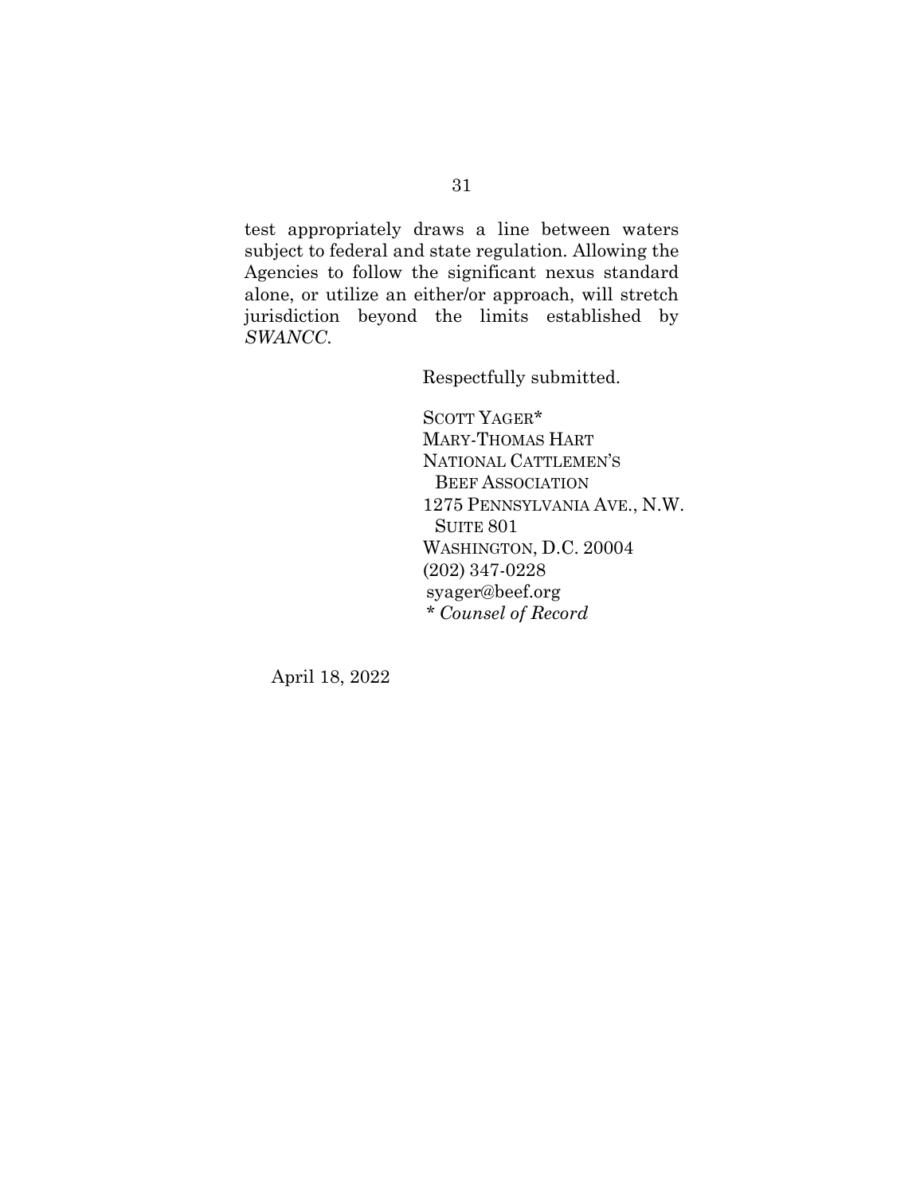test appropriately draws a line between waters subject to federal and state regulation. Allowing the Agencies to follow the significant nexus standard alone, or utilize an either/or approach, will stretch jurisdiction beyond the limits established by *SWANCC*.

Respectfully submitted.

SCOTT YAGER*
MARY-THOMAS HART
NATIONAL CATTLEMEN'S
BEEF ASSOCIATION
1275 PENNSYLVANIA AVE., N.W.
SUITE 801
WASHINGTON, D.C. 20004
(202) 347-0228
syager@beef.org
*\* Counsel of Record*

April 18, 2022